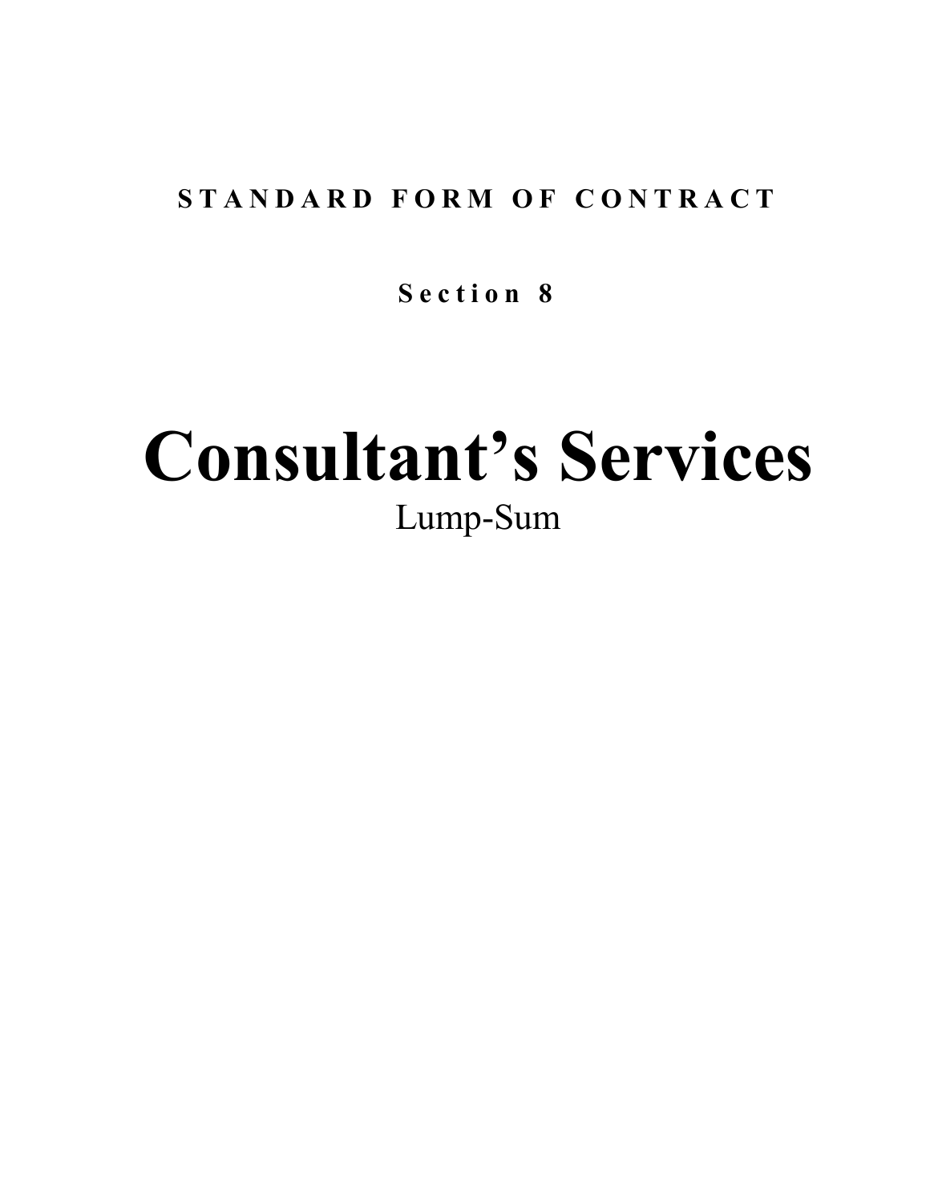**STANDARD FORM OF CONTRACT**

**Section 8**

# Consultant's Services

Lump-Sum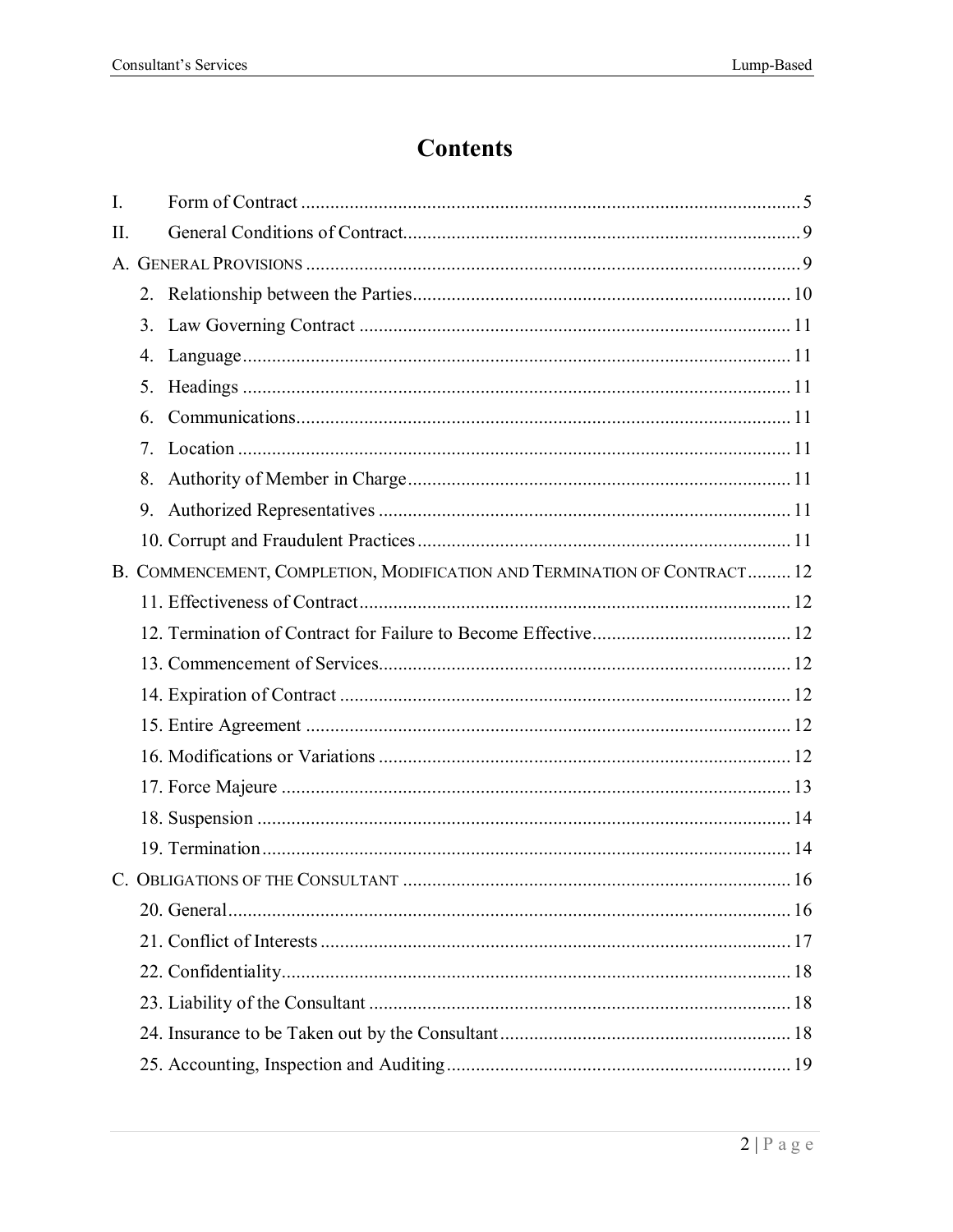# Contents

I. Form of Contract ........................................................................................................ 5

II. General Conditions of Contract.................................................................................. 9

A. General Provisions ...................................................................................................... 9

2. Relationship between the Parties.............................................................................. 10
3. Law Governing Contract ......................................................................................... 11
4. Language.................................................................................................................. 11
5. Headings .................................................................................................................. 11
6. Communications...................................................................................................... 11
7. Location ................................................................................................................... 11
8. Authority of Member in Charge............................................................................... 11
9. Authorized Representatives ..................................................................................... 11
10. Corrupt and Fraudulent Practices ............................................................................ 11

B. Commencement, Completion, Modification and Termination of Contract......... 12

11. Effectiveness of Contract......................................................................................... 12
12. Termination of Contract for Failure to Become Effective......................................... 12
13. Commencement of Services..................................................................................... 12
14. Expiration of Contract ............................................................................................. 12
15. Entire Agreement .................................................................................................... 12
16. Modifications or Variations ..................................................................................... 12
17. Force Majeure ......................................................................................................... 13
18. Suspension .............................................................................................................. 14
19. Termination............................................................................................................. 14

C. Obligations of the Consultant ................................................................................. 16

20. General.................................................................................................................... 16
21. Conflict of Interests ................................................................................................. 17
22. Confidentiality......................................................................................................... 18
23. Liability of the Consultant ....................................................................................... 18
24. Insurance to be Taken out by the Consultant............................................................ 18
25. Accounting, Inspection and Auditing....................................................................... 19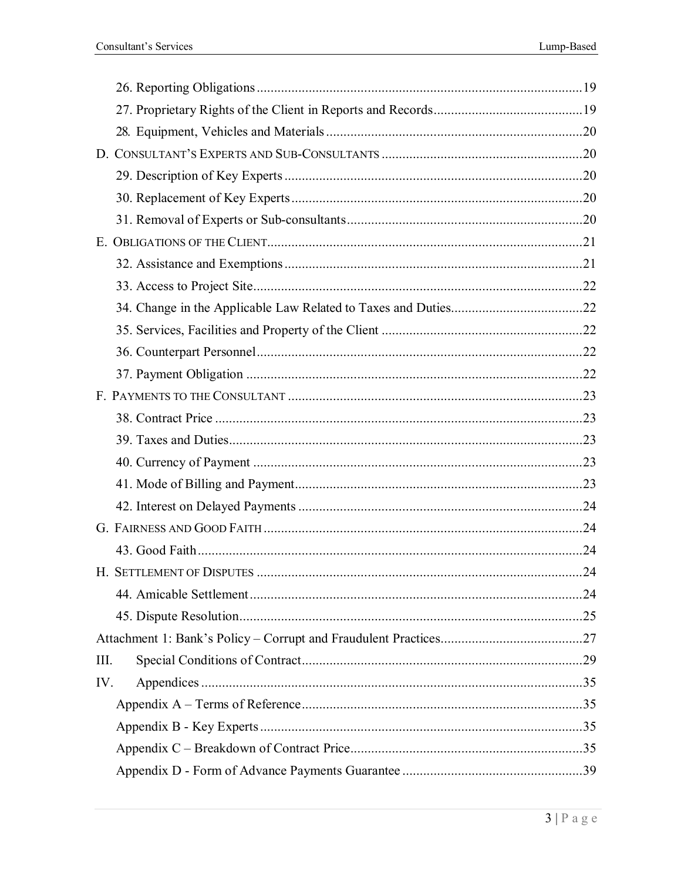26. Reporting Obligations .......................................... 19

27. Proprietary Rights of the Client in Reports and Records .......................................... 19

28. Equipment, Vehicles and Materials .......................................... 20

D. CONSULTANT'S EXPERTS AND SUB-CONSULTANTS .......................................... 20

29. Description of Key Experts .......................................... 20

30. Replacement of Key Experts .......................................... 20

31. Removal of Experts or Sub-consultants .......................................... 20

E. OBLIGATIONS OF THE CLIENT .......................................... 21

32. Assistance and Exemptions .......................................... 21

33. Access to Project Site .......................................... 22

34. Change in the Applicable Law Related to Taxes and Duties .......................................... 22

35. Services, Facilities and Property of the Client .......................................... 22

36. Counterpart Personnel .......................................... 22

37. Payment Obligation .......................................... 22

F. PAYMENTS TO THE CONSULTANT .......................................... 23

38. Contract Price .......................................... 23

39. Taxes and Duties .......................................... 23

40. Currency of Payment .......................................... 23

41. Mode of Billing and Payment .......................................... 23

42. Interest on Delayed Payments .......................................... 24

G. FAIRNESS AND GOOD FAITH .......................................... 24

43. Good Faith .......................................... 24

H. SETTLEMENT OF DISPUTES .......................................... 24

44. Amicable Settlement .......................................... 24

45. Dispute Resolution .......................................... 25

Attachment 1: Bank's Policy – Corrupt and Fraudulent Practices .......................................... 27

III. Special Conditions of Contract .......................................... 29

IV. Appendices .......................................... 35

Appendix A – Terms of Reference .......................................... 35

Appendix B - Key Experts .......................................... 35

Appendix C – Breakdown of Contract Price .......................................... 35

Appendix D - Form of Advance Payments Guarantee .......................................... 39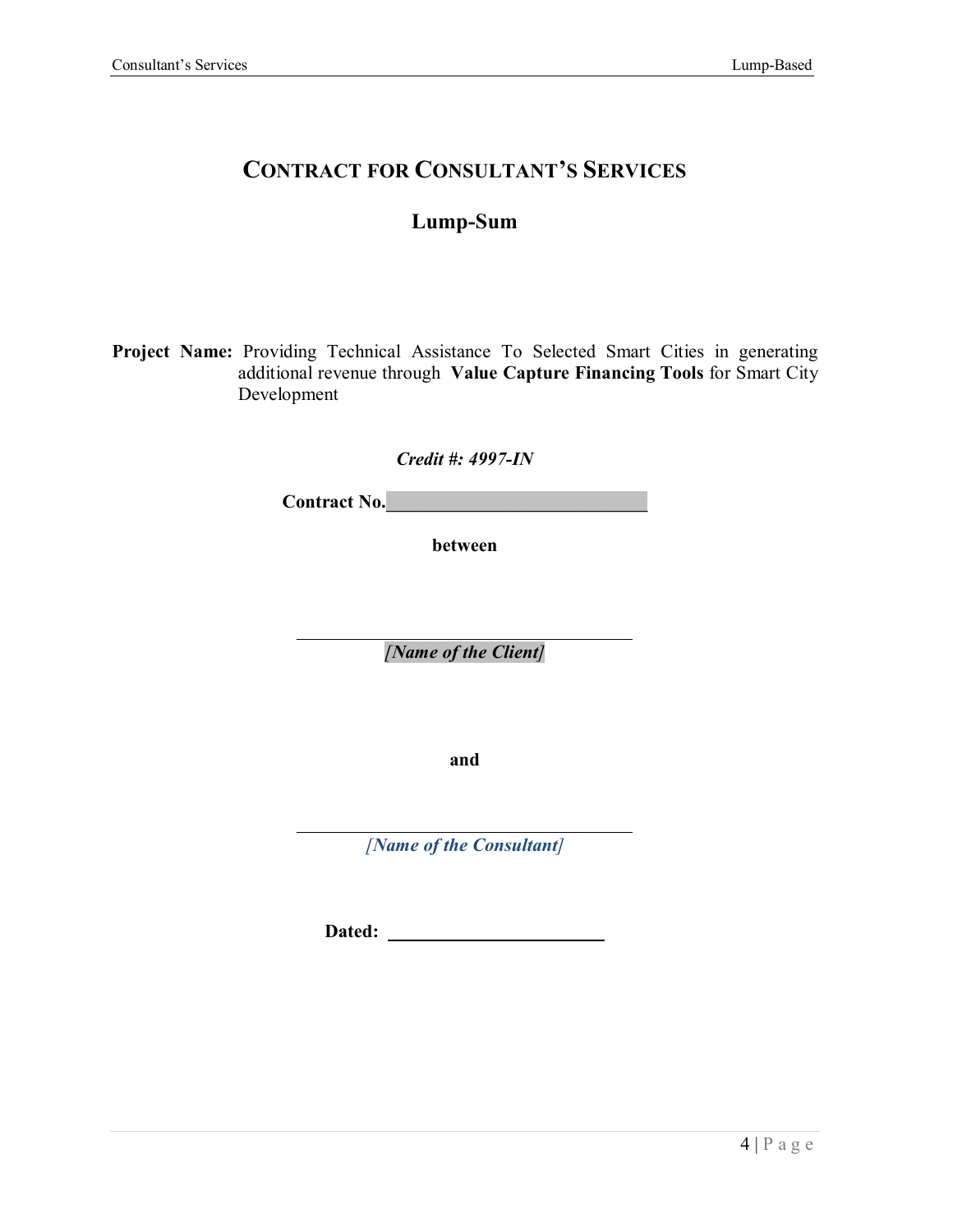# CONTRACT FOR CONSULTANT'S SERVICES

## Lump-Sum

**Project Name:** Providing Technical Assistance To Selected Smart Cities in generating additional revenue through **Value Capture Financing Tools** for Smart City Development

***Credit #: 4997-IN***

**Contract No.**______________________________

**between**

______________________________________

***[Name of the Client]***

**and**

______________________________________

***[Name of the Consultant]***

**Dated:** ________________________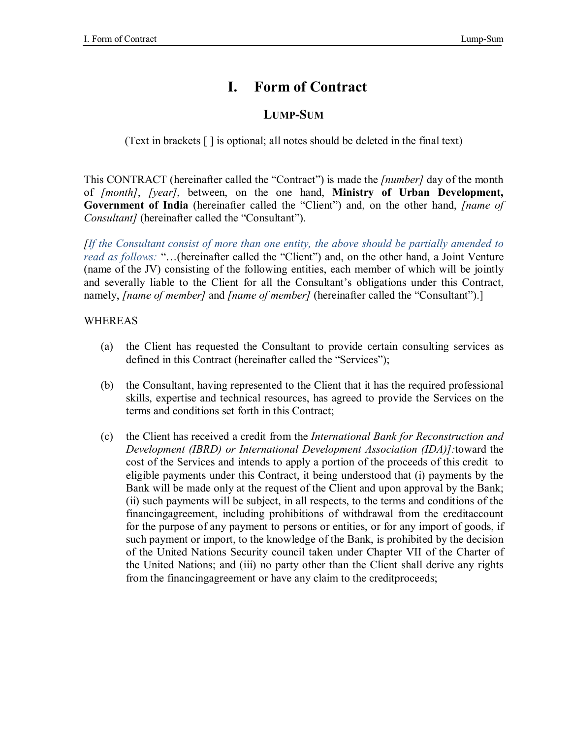# I. Form of Contract

## LUMP-SUM

(Text in brackets [ ] is optional; all notes should be deleted in the final text)

This CONTRACT (hereinafter called the "Contract") is made the *[number]* day of the month of *[month]*, *[year]*, between, on the one hand, **Ministry of Urban Development, Government of India** (hereinafter called the "Client") and, on the other hand, *[name of Consultant]* (hereinafter called the "Consultant").

*[If the Consultant consist of more than one entity, the above should be partially amended to read as follows:* "…(hereinafter called the "Client") and, on the other hand, a Joint Venture (name of the JV) consisting of the following entities, each member of which will be jointly and severally liable to the Client for all the Consultant's obligations under this Contract, namely, *[name of member]* and *[name of member]* (hereinafter called the "Consultant").]

WHEREAS

(a) the Client has requested the Consultant to provide certain consulting services as defined in this Contract (hereinafter called the "Services");

(b) the Consultant, having represented to the Client that it has the required professional skills, expertise and technical resources, has agreed to provide the Services on the terms and conditions set forth in this Contract;

(c) the Client has received a credit from the *International Bank for Reconstruction and Development (IBRD) or International Development Association (IDA)]:*toward the cost of the Services and intends to apply a portion of the proceeds of this credit to eligible payments under this Contract, it being understood that (i) payments by the Bank will be made only at the request of the Client and upon approval by the Bank; (ii) such payments will be subject, in all respects, to the terms and conditions of the financingagreement, including prohibitions of withdrawal from the creditaccount for the purpose of any payment to persons or entities, or for any import of goods, if such payment or import, to the knowledge of the Bank, is prohibited by the decision of the United Nations Security council taken under Chapter VII of the Charter of the United Nations; and (iii) no party other than the Client shall derive any rights from the financingagreement or have any claim to the creditproceeds;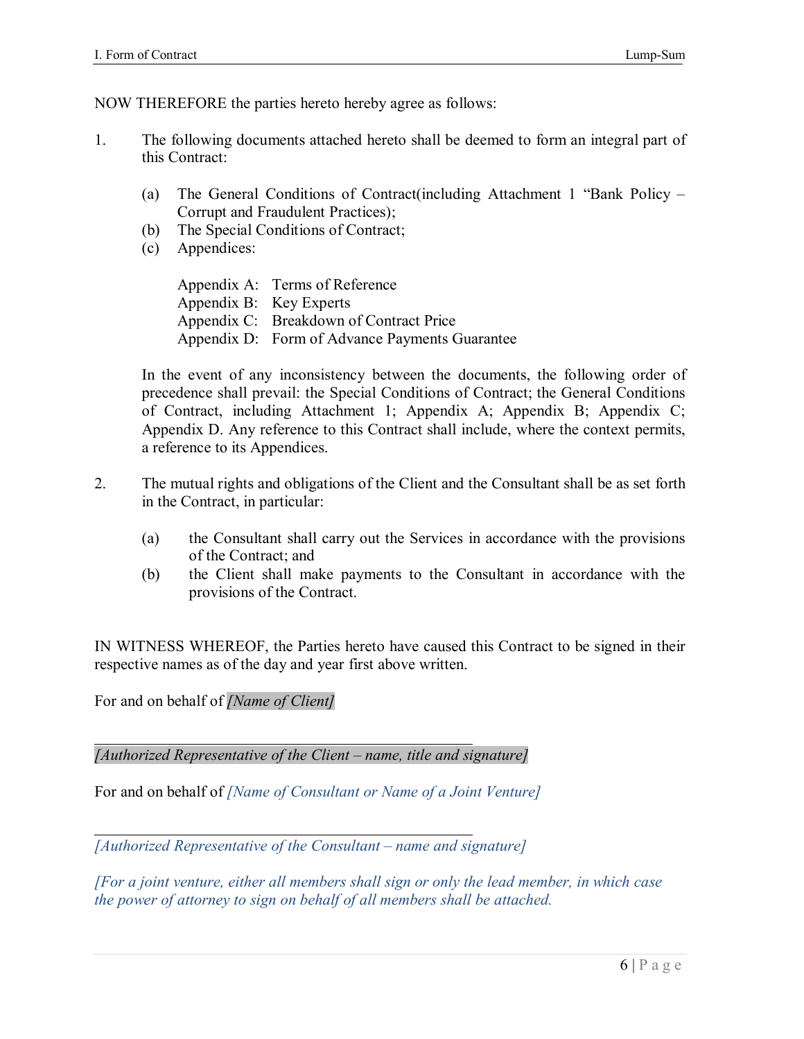NOW THEREFORE the parties hereto hereby agree as follows:

1. The following documents attached hereto shall be deemed to form an integral part of this Contract:

   (a) The General Conditions of Contract(including Attachment 1 “Bank Policy – Corrupt and Fraudulent Practices);
   (b) The Special Conditions of Contract;
   (c) Appendices:

   Appendix A: Terms of Reference
   Appendix B: Key Experts
   Appendix C: Breakdown of Contract Price
   Appendix D: Form of Advance Payments Guarantee

   In the event of any inconsistency between the documents, the following order of precedence shall prevail: the Special Conditions of Contract; the General Conditions of Contract, including Attachment 1; Appendix A; Appendix B; Appendix C; Appendix D. Any reference to this Contract shall include, where the context permits, a reference to its Appendices.

2. The mutual rights and obligations of the Client and the Consultant shall be as set forth in the Contract, in particular:

   (a) the Consultant shall carry out the Services in accordance with the provisions of the Contract; and
   (b) the Client shall make payments to the Consultant in accordance with the provisions of the Contract.

IN WITNESS WHEREOF, the Parties hereto have caused this Contract to be signed in their respective names as of the day and year first above written.

For and on behalf of *[Name of Client]*

______________________________________________

*[Authorized Representative of the Client – name, title and signature]*

For and on behalf of *[Name of Consultant or Name of a Joint Venture]*

______________________________________________

*[Authorized Representative of the Consultant – name and signature]*

*[For a joint venture, either all members shall sign or only the lead member, in which case the power of attorney to sign on behalf of all members shall be attached.*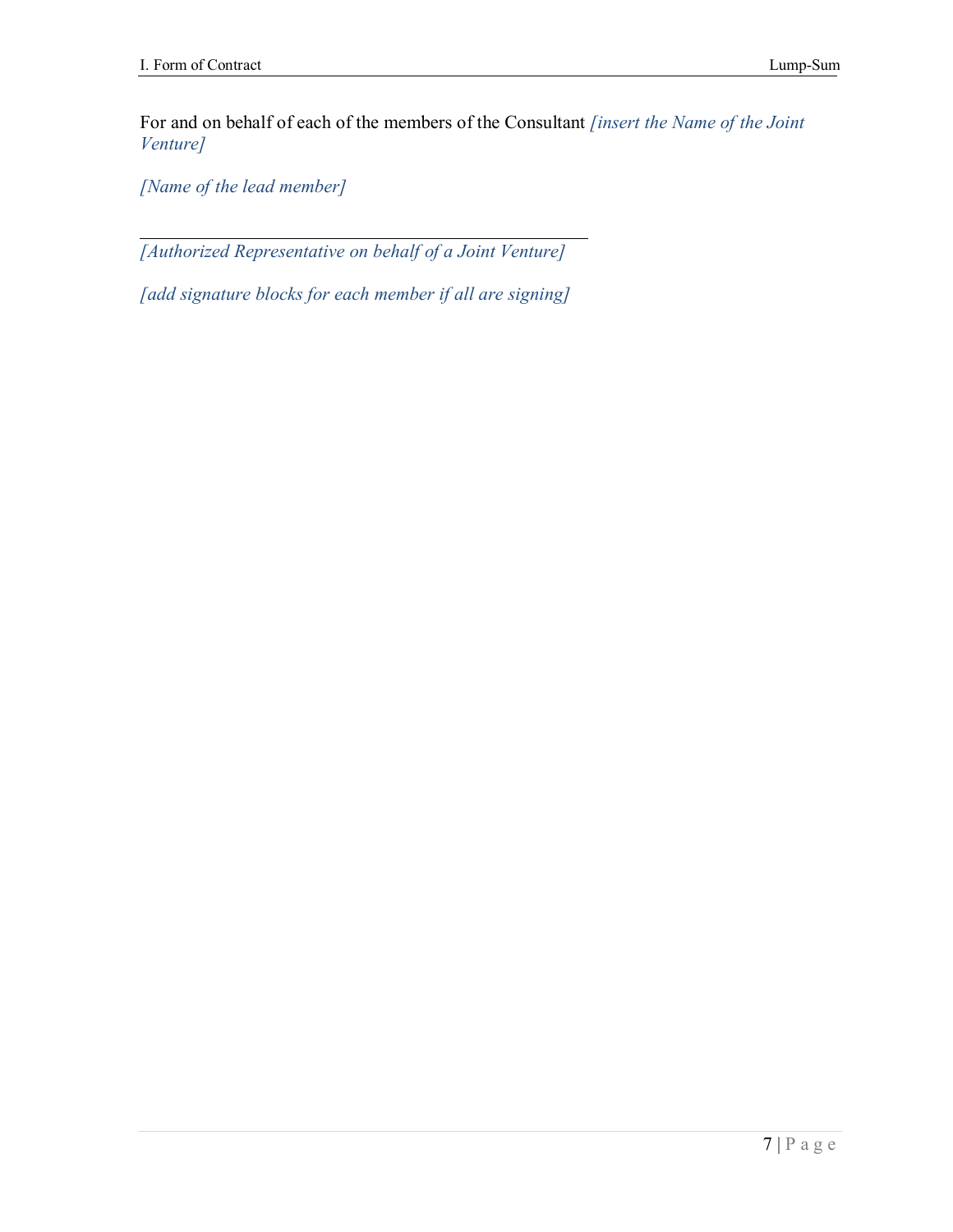For and on behalf of each of the members of the Consultant *[insert the Name of the Joint Venture]*

*[Name of the lead member]*

_____________________________________________
*[Authorized Representative on behalf of a Joint Venture]*

*[add signature blocks for each member if all are signing]*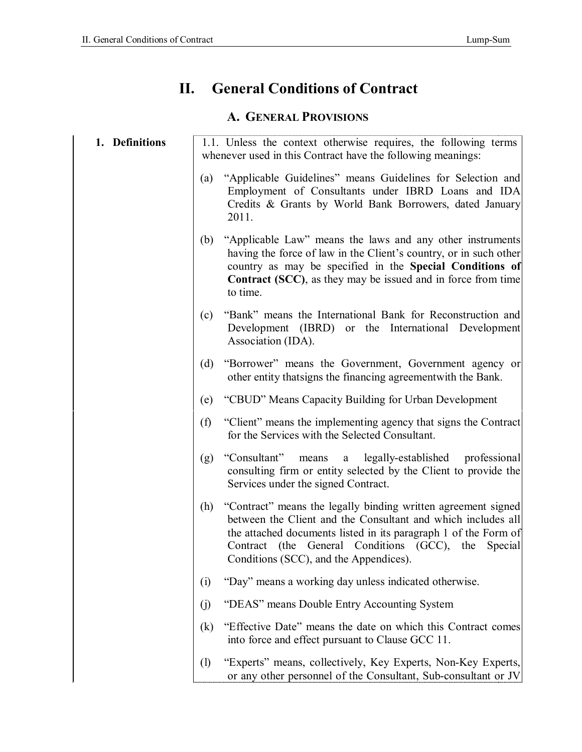# II. General Conditions of Contract

## A. General Provisions

**1. Definitions**

1.1. Unless the context otherwise requires, the following terms whenever used in this Contract have the following meanings:

(a) "Applicable Guidelines" means Guidelines for Selection and Employment of Consultants under IBRD Loans and IDA Credits & Grants by World Bank Borrowers, dated January 2011.

(b) "Applicable Law" means the laws and any other instruments having the force of law in the Client's country, or in such other country as may be specified in the **Special Conditions of Contract (SCC)**, as they may be issued and in force from time to time.

(c) "Bank" means the International Bank for Reconstruction and Development (IBRD) or the International Development Association (IDA).

(d) "Borrower" means the Government, Government agency or other entity thatsigns the financing agreementwith the Bank.

(e) "CBUD" Means Capacity Building for Urban Development

(f) "Client" means the implementing agency that signs the Contract for the Services with the Selected Consultant.

(g) "Consultant" means a legally-established professional consulting firm or entity selected by the Client to provide the Services under the signed Contract.

(h) "Contract" means the legally binding written agreement signed between the Client and the Consultant and which includes all the attached documents listed in its paragraph 1 of the Form of Contract (the General Conditions (GCC), the Special Conditions (SCC), and the Appendices).

(i) "Day" means a working day unless indicated otherwise.

(j) "DEAS" means Double Entry Accounting System

(k) "Effective Date" means the date on which this Contract comes into force and effect pursuant to Clause GCC 11.

(l) "Experts" means, collectively, Key Experts, Non-Key Experts, or any other personnel of the Consultant, Sub-consultant or JV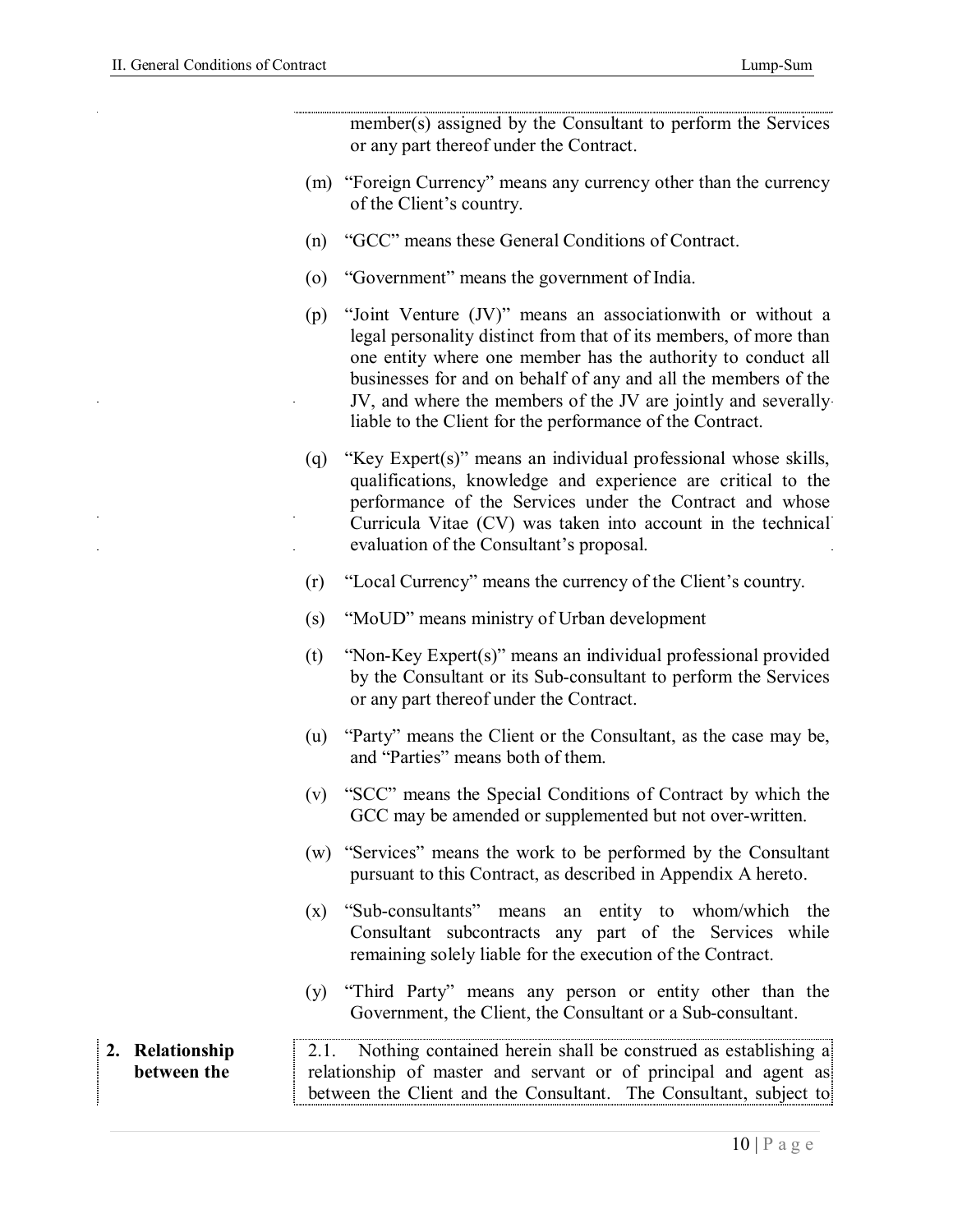member(s) assigned by the Consultant to perform the Services or any part thereof under the Contract.

(m) "Foreign Currency" means any currency other than the currency of the Client's country.

(n) "GCC" means these General Conditions of Contract.

(o) "Government" means the government of India.

(p) "Joint Venture (JV)" means an associationwith or without a legal personality distinct from that of its members, of more than one entity where one member has the authority to conduct all businesses for and on behalf of any and all the members of the JV, and where the members of the JV are jointly and severally liable to the Client for the performance of the Contract.

(q) "Key Expert(s)" means an individual professional whose skills, qualifications, knowledge and experience are critical to the performance of the Services under the Contract and whose Curricula Vitae (CV) was taken into account in the technical evaluation of the Consultant's proposal.

(r) "Local Currency" means the currency of the Client's country.

(s) "MoUD" means ministry of Urban development

(t) "Non-Key Expert(s)" means an individual professional provided by the Consultant or its Sub-consultant to perform the Services or any part thereof under the Contract.

(u) "Party" means the Client or the Consultant, as the case may be, and "Parties" means both of them.

(v) "SCC" means the Special Conditions of Contract by which the GCC may be amended or supplemented but not over-written.

(w) "Services" means the work to be performed by the Consultant pursuant to this Contract, as described in Appendix A hereto.

(x) "Sub-consultants" means an entity to whom/which the Consultant subcontracts any part of the Services while remaining solely liable for the execution of the Contract.

(y) "Third Party" means any person or entity other than the Government, the Client, the Consultant or a Sub-consultant.

**2. Relationship between the**

2.1. Nothing contained herein shall be construed as establishing a relationship of master and servant or of principal and agent as between the Client and the Consultant. The Consultant, subject to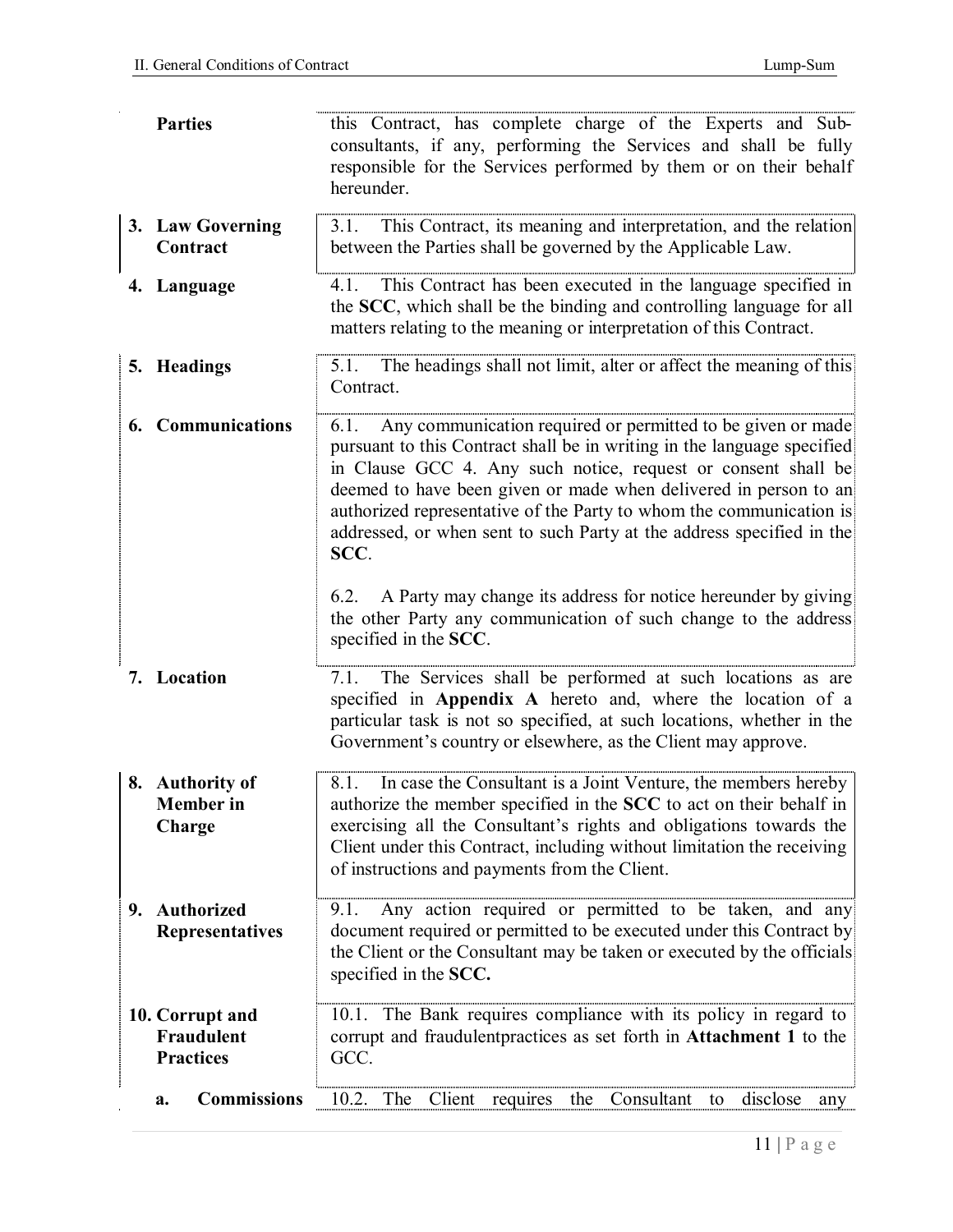| | |
|---|---|
| **Parties** | this Contract, has complete charge of the Experts and Sub-consultants, if any, performing the Services and shall be fully responsible for the Services performed by them or on their behalf hereunder. |
| **3. Law Governing Contract** | 3.1. This Contract, its meaning and interpretation, and the relation between the Parties shall be governed by the Applicable Law. |
| **4. Language** | 4.1. This Contract has been executed in the language specified in the **SCC**, which shall be the binding and controlling language for all matters relating to the meaning or interpretation of this Contract. |
| **5. Headings** | 5.1. The headings shall not limit, alter or affect the meaning of this Contract. |
| **6. Communications** | 6.1. Any communication required or permitted to be given or made pursuant to this Contract shall be in writing in the language specified in Clause GCC 4. Any such notice, request or consent shall be deemed to have been given or made when delivered in person to an authorized representative of the Party to whom the communication is addressed, or when sent to such Party at the address specified in the **SCC**.<br><br>6.2. A Party may change its address for notice hereunder by giving the other Party any communication of such change to the address specified in the **SCC**. |
| **7. Location** | 7.1. The Services shall be performed at such locations as are specified in **Appendix A** hereto and, where the location of a particular task is not so specified, at such locations, whether in the Government's country or elsewhere, as the Client may approve. |
| **8. Authority of Member in Charge** | 8.1. In case the Consultant is a Joint Venture, the members hereby authorize the member specified in the **SCC** to act on their behalf in exercising all the Consultant's rights and obligations towards the Client under this Contract, including without limitation the receiving of instructions and payments from the Client. |
| **9. Authorized Representatives** | 9.1. Any action required or permitted to be taken, and any document required or permitted to be executed under this Contract by the Client or the Consultant may be taken or executed by the officials specified in the **SCC.** |
| **10. Corrupt and Fraudulent Practices** | 10.1. The Bank requires compliance with its policy in regard to corrupt and fraudulentpractices as set forth in **Attachment 1** to the GCC. |
| **a. Commissions** | 10.2. The Client requires the Consultant to disclose any |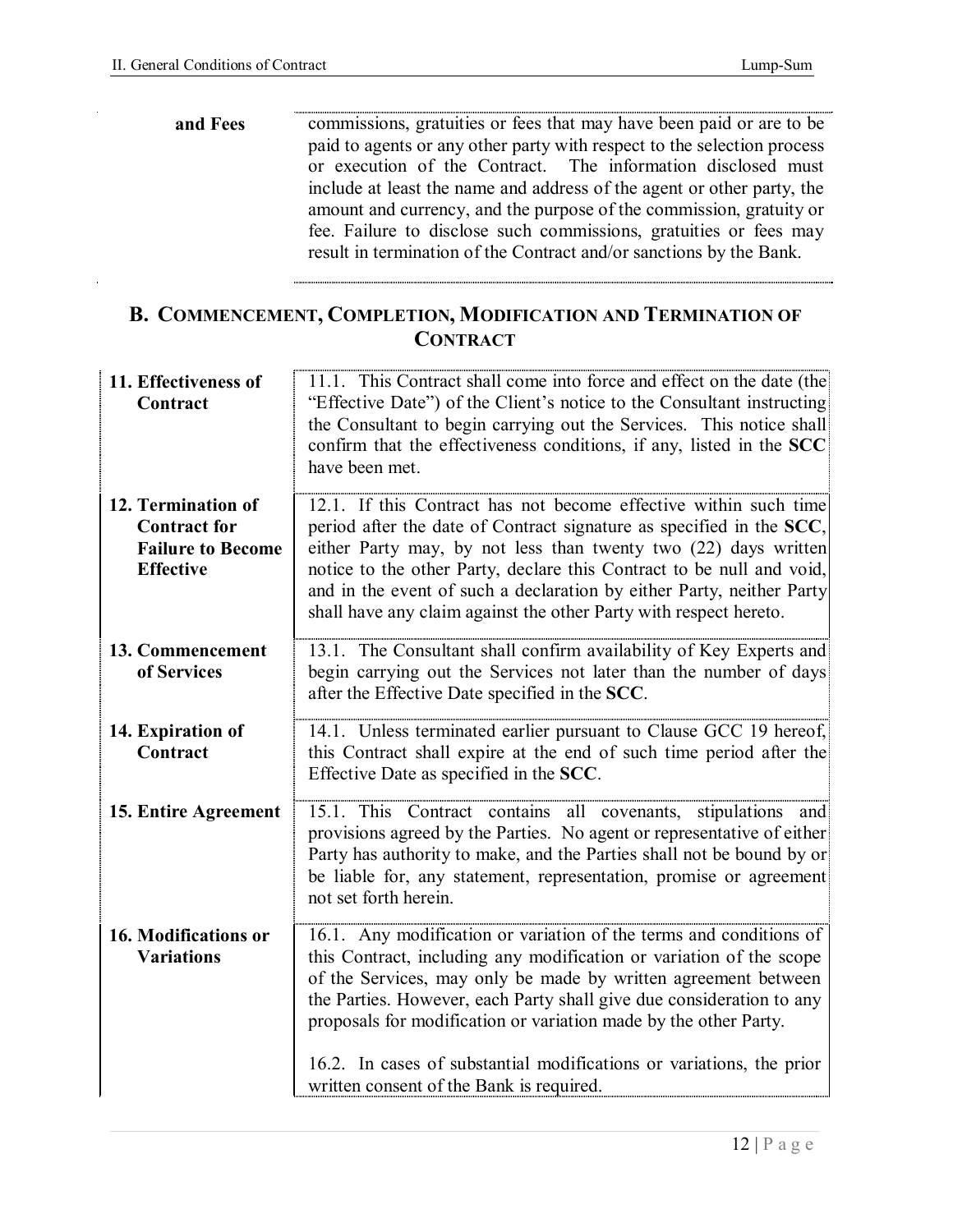| | |
|---|---|
| **and Fees** | commissions, gratuities or fees that may have been paid or are to be paid to agents or any other party with respect to the selection process or execution of the Contract. The information disclosed must include at least the name and address of the agent or other party, the amount and currency, and the purpose of the commission, gratuity or fee. Failure to disclose such commissions, gratuities or fees may result in termination of the Contract and/or sanctions by the Bank. |

## B. COMMENCEMENT, COMPLETION, MODIFICATION AND TERMINATION OF CONTRACT

| | |
|---|---|
| **11. Effectiveness of Contract** | 11.1. This Contract shall come into force and effect on the date (the "Effective Date") of the Client's notice to the Consultant instructing the Consultant to begin carrying out the Services. This notice shall confirm that the effectiveness conditions, if any, listed in the **SCC** have been met. |
| **12. Termination of Contract for Failure to Become Effective** | 12.1. If this Contract has not become effective within such time period after the date of Contract signature as specified in the **SCC**, either Party may, by not less than twenty two (22) days written notice to the other Party, declare this Contract to be null and void, and in the event of such a declaration by either Party, neither Party shall have any claim against the other Party with respect hereto. |
| **13. Commencement of Services** | 13.1. The Consultant shall confirm availability of Key Experts and begin carrying out the Services not later than the number of days after the Effective Date specified in the **SCC**. |
| **14. Expiration of Contract** | 14.1. Unless terminated earlier pursuant to Clause GCC 19 hereof, this Contract shall expire at the end of such time period after the Effective Date as specified in the **SCC**. |
| **15. Entire Agreement** | 15.1. This Contract contains all covenants, stipulations and provisions agreed by the Parties. No agent or representative of either Party has authority to make, and the Parties shall not be bound by or be liable for, any statement, representation, promise or agreement not set forth herein. |
| **16. Modifications or Variations** | 16.1. Any modification or variation of the terms and conditions of this Contract, including any modification or variation of the scope of the Services, may only be made by written agreement between the Parties. However, each Party shall give due consideration to any proposals for modification or variation made by the other Party.<br><br>16.2. In cases of substantial modifications or variations, the prior written consent of the Bank is required. |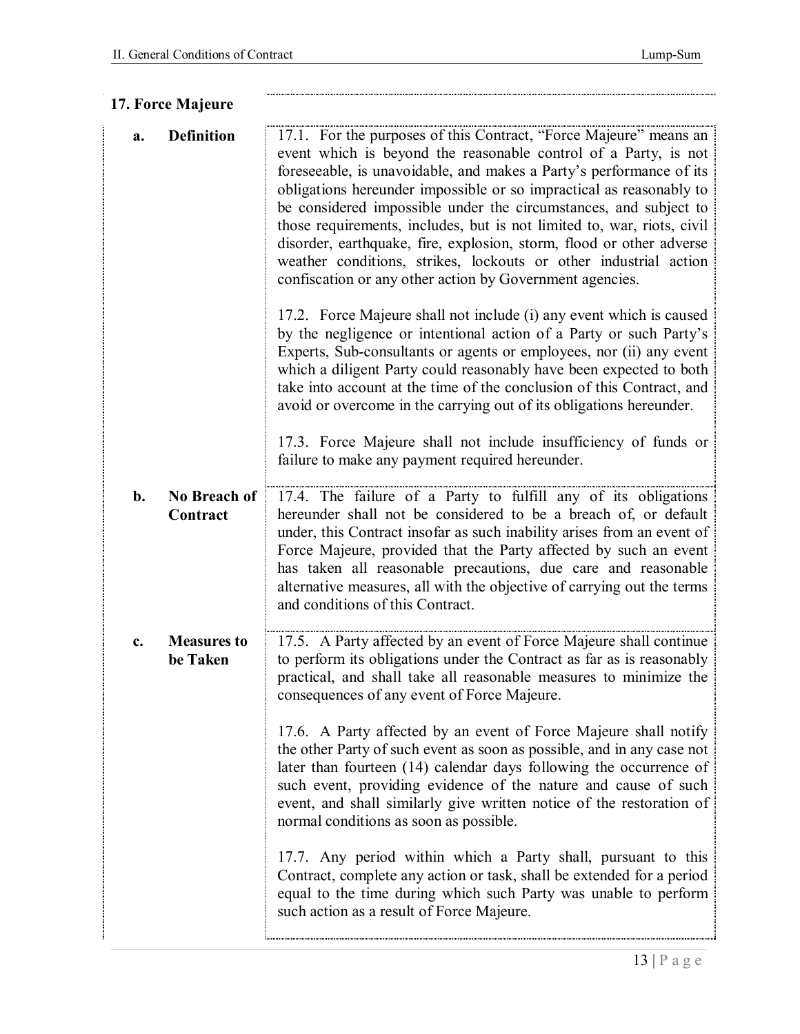## 17. Force Majeure

**a. Definition**

17.1. For the purposes of this Contract, "Force Majeure" means an event which is beyond the reasonable control of a Party, is not foreseeable, is unavoidable, and makes a Party's performance of its obligations hereunder impossible or so impractical as reasonably to be considered impossible under the circumstances, and subject to those requirements, includes, but is not limited to, war, riots, civil disorder, earthquake, fire, explosion, storm, flood or other adverse weather conditions, strikes, lockouts or other industrial action confiscation or any other action by Government agencies.

17.2. Force Majeure shall not include (i) any event which is caused by the negligence or intentional action of a Party or such Party's Experts, Sub-consultants or agents or employees, nor (ii) any event which a diligent Party could reasonably have been expected to both take into account at the time of the conclusion of this Contract, and avoid or overcome in the carrying out of its obligations hereunder.

17.3. Force Majeure shall not include insufficiency of funds or failure to make any payment required hereunder.

**b. No Breach of Contract**

17.4. The failure of a Party to fulfill any of its obligations hereunder shall not be considered to be a breach of, or default under, this Contract insofar as such inability arises from an event of Force Majeure, provided that the Party affected by such an event has taken all reasonable precautions, due care and reasonable alternative measures, all with the objective of carrying out the terms and conditions of this Contract.

**c. Measures to be Taken**

17.5. A Party affected by an event of Force Majeure shall continue to perform its obligations under the Contract as far as is reasonably practical, and shall take all reasonable measures to minimize the consequences of any event of Force Majeure.

17.6. A Party affected by an event of Force Majeure shall notify the other Party of such event as soon as possible, and in any case not later than fourteen (14) calendar days following the occurrence of such event, providing evidence of the nature and cause of such event, and shall similarly give written notice of the restoration of normal conditions as soon as possible.

17.7. Any period within which a Party shall, pursuant to this Contract, complete any action or task, shall be extended for a period equal to the time during which such Party was unable to perform such action as a result of Force Majeure.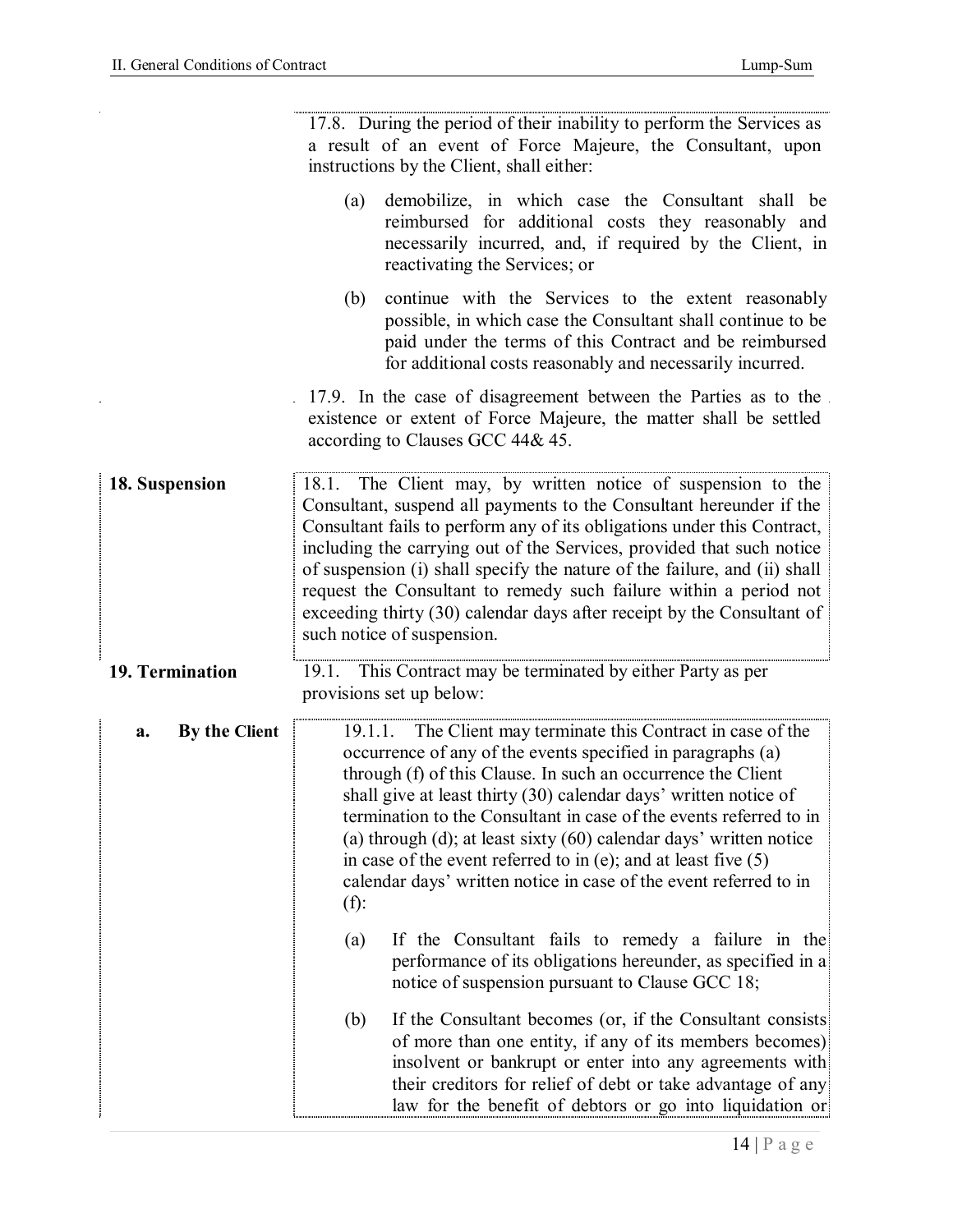17.8. During the period of their inability to perform the Services as a result of an event of Force Majeure, the Consultant, upon instructions by the Client, shall either:

(a) demobilize, in which case the Consultant shall be reimbursed for additional costs they reasonably and necessarily incurred, and, if required by the Client, in reactivating the Services; or

(b) continue with the Services to the extent reasonably possible, in which case the Consultant shall continue to be paid under the terms of this Contract and be reimbursed for additional costs reasonably and necessarily incurred.

17.9. In the case of disagreement between the Parties as to the existence or extent of Force Majeure, the matter shall be settled according to Clauses GCC 44& 45.

**18. Suspension**

18.1. The Client may, by written notice of suspension to the Consultant, suspend all payments to the Consultant hereunder if the Consultant fails to perform any of its obligations under this Contract, including the carrying out of the Services, provided that such notice of suspension (i) shall specify the nature of the failure, and (ii) shall request the Consultant to remedy such failure within a period not exceeding thirty (30) calendar days after receipt by the Consultant of such notice of suspension.

**19. Termination**

19.1. This Contract may be terminated by either Party as per provisions set up below:

**a. By the Client**

19.1.1. The Client may terminate this Contract in case of the occurrence of any of the events specified in paragraphs (a) through (f) of this Clause. In such an occurrence the Client shall give at least thirty (30) calendar days' written notice of termination to the Consultant in case of the events referred to in (a) through (d); at least sixty (60) calendar days' written notice in case of the event referred to in (e); and at least five (5) calendar days' written notice in case of the event referred to in (f):

(a) If the Consultant fails to remedy a failure in the performance of its obligations hereunder, as specified in a notice of suspension pursuant to Clause GCC 18;

(b) If the Consultant becomes (or, if the Consultant consists of more than one entity, if any of its members becomes) insolvent or bankrupt or enter into any agreements with their creditors for relief of debt or take advantage of any law for the benefit of debtors or go into liquidation or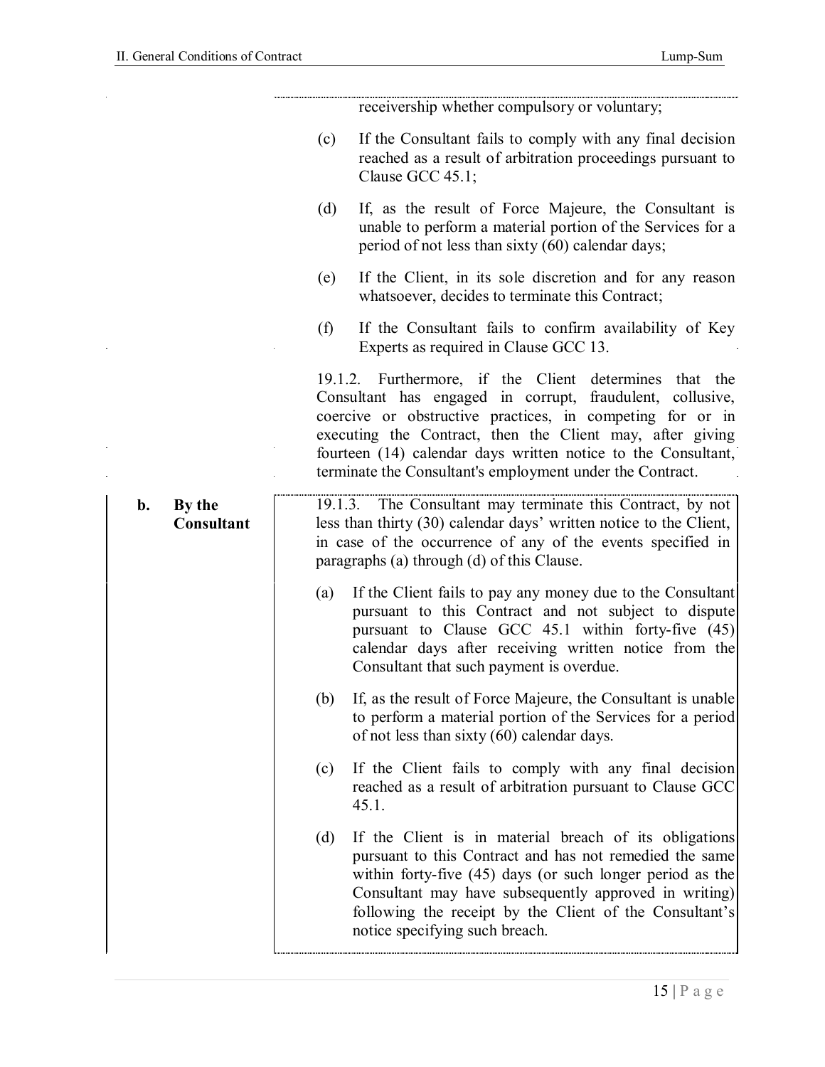receivership whether compulsory or voluntary;

(c) If the Consultant fails to comply with any final decision reached as a result of arbitration proceedings pursuant to Clause GCC 45.1;

(d) If, as the result of Force Majeure, the Consultant is unable to perform a material portion of the Services for a period of not less than sixty (60) calendar days;

(e) If the Client, in its sole discretion and for any reason whatsoever, decides to terminate this Contract;

(f) If the Consultant fails to confirm availability of Key Experts as required in Clause GCC 13.

19.1.2. Furthermore, if the Client determines that the Consultant has engaged in corrupt, fraudulent, collusive, coercive or obstructive practices, in competing for or in executing the Contract, then the Client may, after giving fourteen (14) calendar days written notice to the Consultant, terminate the Consultant's employment under the Contract.

**b. By the Consultant**

19.1.3. The Consultant may terminate this Contract, by not less than thirty (30) calendar days' written notice to the Client, in case of the occurrence of any of the events specified in paragraphs (a) through (d) of this Clause.

(a) If the Client fails to pay any money due to the Consultant pursuant to this Contract and not subject to dispute pursuant to Clause GCC 45.1 within forty-five (45) calendar days after receiving written notice from the Consultant that such payment is overdue.

(b) If, as the result of Force Majeure, the Consultant is unable to perform a material portion of the Services for a period of not less than sixty (60) calendar days.

(c) If the Client fails to comply with any final decision reached as a result of arbitration pursuant to Clause GCC 45.1.

(d) If the Client is in material breach of its obligations pursuant to this Contract and has not remedied the same within forty-five (45) days (or such longer period as the Consultant may have subsequently approved in writing) following the receipt by the Client of the Consultant's notice specifying such breach.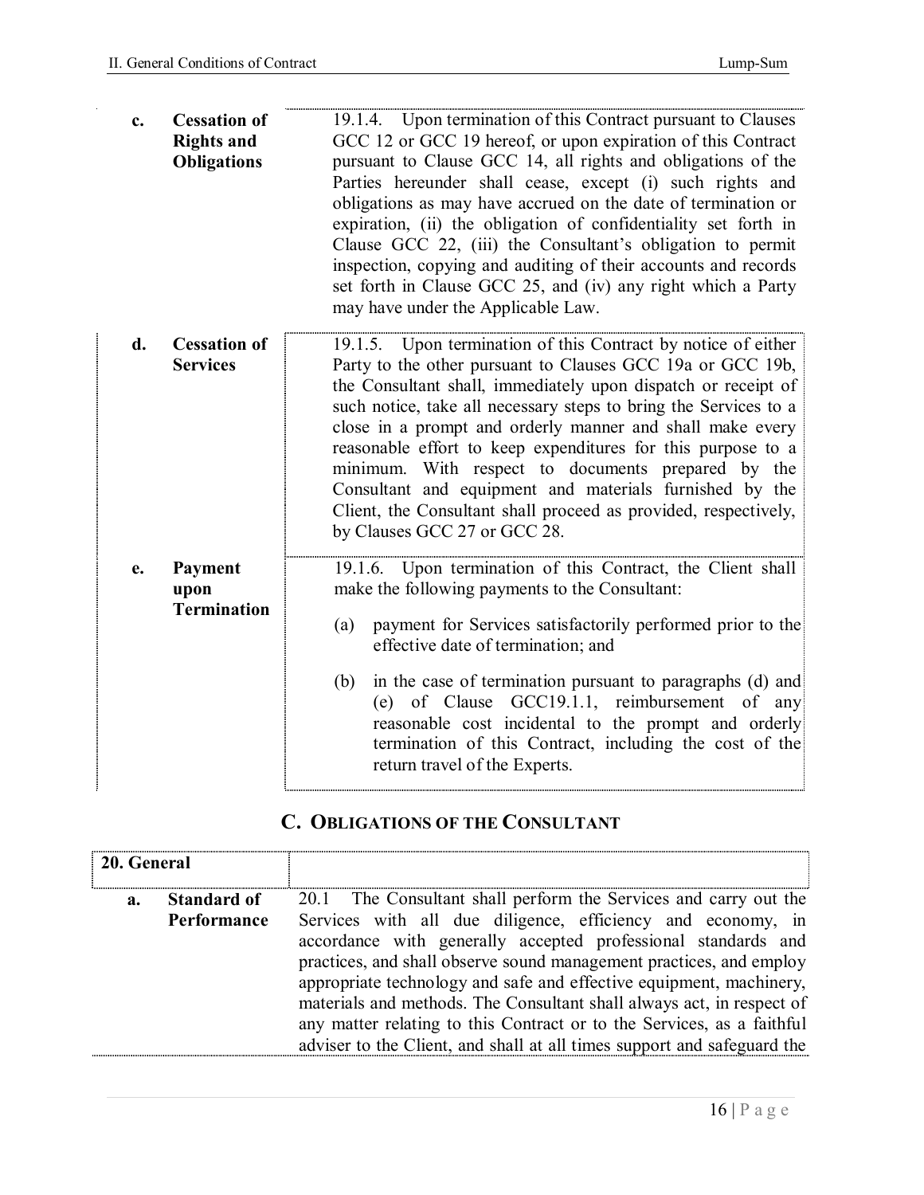**c. Cessation of Rights and Obligations**

19.1.4. Upon termination of this Contract pursuant to Clauses GCC 12 or GCC 19 hereof, or upon expiration of this Contract pursuant to Clause GCC 14, all rights and obligations of the Parties hereunder shall cease, except (i) such rights and obligations as may have accrued on the date of termination or expiration, (ii) the obligation of confidentiality set forth in Clause GCC 22, (iii) the Consultant's obligation to permit inspection, copying and auditing of their accounts and records set forth in Clause GCC 25, and (iv) any right which a Party may have under the Applicable Law.

**d. Cessation of Services**

19.1.5. Upon termination of this Contract by notice of either Party to the other pursuant to Clauses GCC 19a or GCC 19b, the Consultant shall, immediately upon dispatch or receipt of such notice, take all necessary steps to bring the Services to a close in a prompt and orderly manner and shall make every reasonable effort to keep expenditures for this purpose to a minimum. With respect to documents prepared by the Consultant and equipment and materials furnished by the Client, the Consultant shall proceed as provided, respectively, by Clauses GCC 27 or GCC 28.

**e. Payment upon Termination**

19.1.6. Upon termination of this Contract, the Client shall make the following payments to the Consultant:

(a) payment for Services satisfactorily performed prior to the effective date of termination; and

(b) in the case of termination pursuant to paragraphs (d) and (e) of Clause GCC19.1.1, reimbursement of any reasonable cost incidental to the prompt and orderly termination of this Contract, including the cost of the return travel of the Experts.

## C. Obligations of the Consultant

**20. General**

**a. Standard of Performance**

20.1 The Consultant shall perform the Services and carry out the Services with all due diligence, efficiency and economy, in accordance with generally accepted professional standards and practices, and shall observe sound management practices, and employ appropriate technology and safe and effective equipment, machinery, materials and methods. The Consultant shall always act, in respect of any matter relating to this Contract or to the Services, as a faithful adviser to the Client, and shall at all times support and safeguard the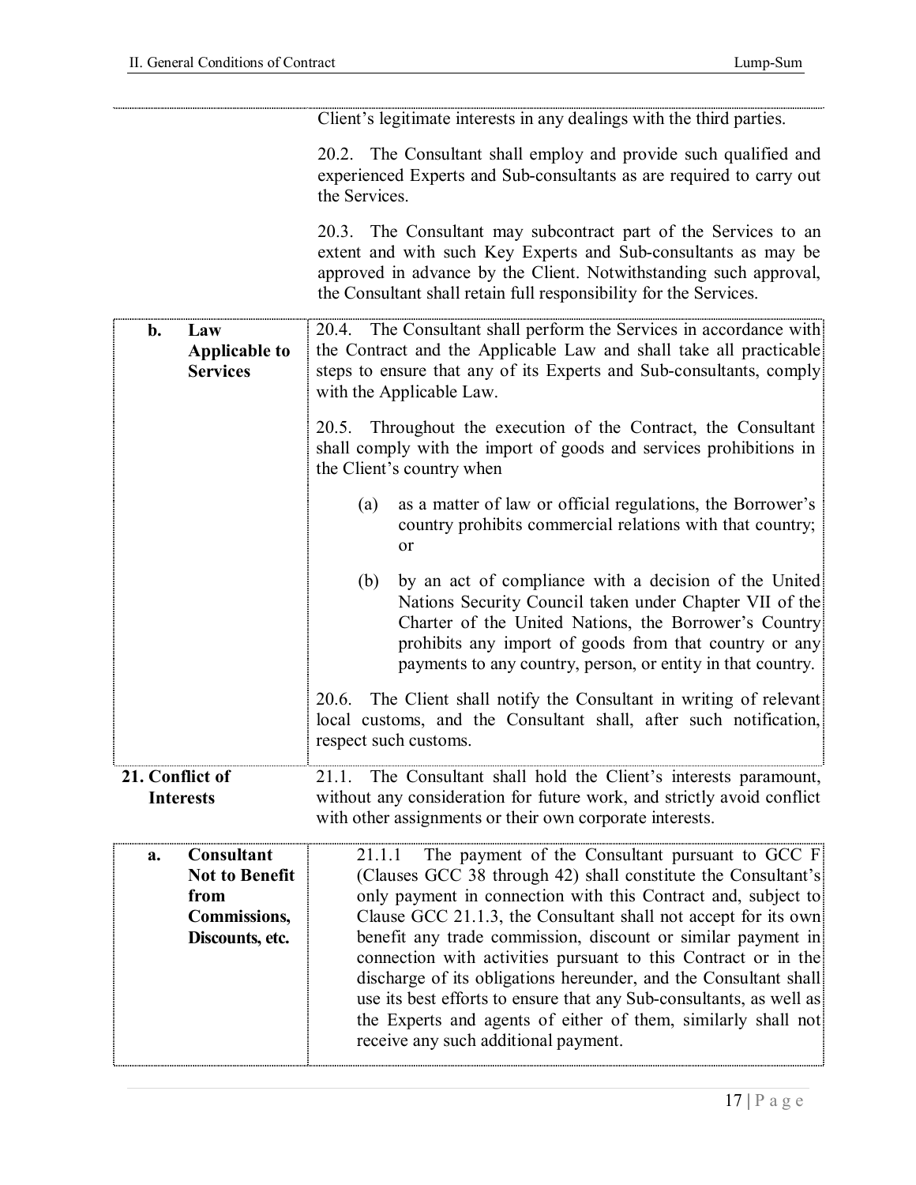Client's legitimate interests in any dealings with the third parties.

20.2. The Consultant shall employ and provide such qualified and experienced Experts and Sub-consultants as are required to carry out the Services.

20.3. The Consultant may subcontract part of the Services to an extent and with such Key Experts and Sub-consultants as may be approved in advance by the Client. Notwithstanding such approval, the Consultant shall retain full responsibility for the Services.

| **b. Law Applicable to Services** | 20.4. The Consultant shall perform the Services in accordance with the Contract and the Applicable Law and shall take all practicable steps to ensure that any of its Experts and Sub-consultants, comply with the Applicable Law.<br><br>20.5. Throughout the execution of the Contract, the Consultant shall comply with the import of goods and services prohibitions in the Client's country when<br><br>(a) as a matter of law or official regulations, the Borrower's country prohibits commercial relations with that country; or<br><br>(b) by an act of compliance with a decision of the United Nations Security Council taken under Chapter VII of the Charter of the United Nations, the Borrower's Country prohibits any import of goods from that country or any payments to any country, person, or entity in that country.<br><br>20.6. The Client shall notify the Consultant in writing of relevant local customs, and the Consultant shall, after such notification, respect such customs. |
|---|---|

**21. Conflict of Interests**

21.1. The Consultant shall hold the Client's interests paramount, without any consideration for future work, and strictly avoid conflict with other assignments or their own corporate interests.

| **a. Consultant Not to Benefit from Commissions, Discounts, etc.** | 21.1.1 The payment of the Consultant pursuant to GCC F (Clauses GCC 38 through 42) shall constitute the Consultant's only payment in connection with this Contract and, subject to Clause GCC 21.1.3, the Consultant shall not accept for its own benefit any trade commission, discount or similar payment in connection with activities pursuant to this Contract or in the discharge of its obligations hereunder, and the Consultant shall use its best efforts to ensure that any Sub-consultants, as well as the Experts and agents of either of them, similarly shall not receive any such additional payment. |
|---|---|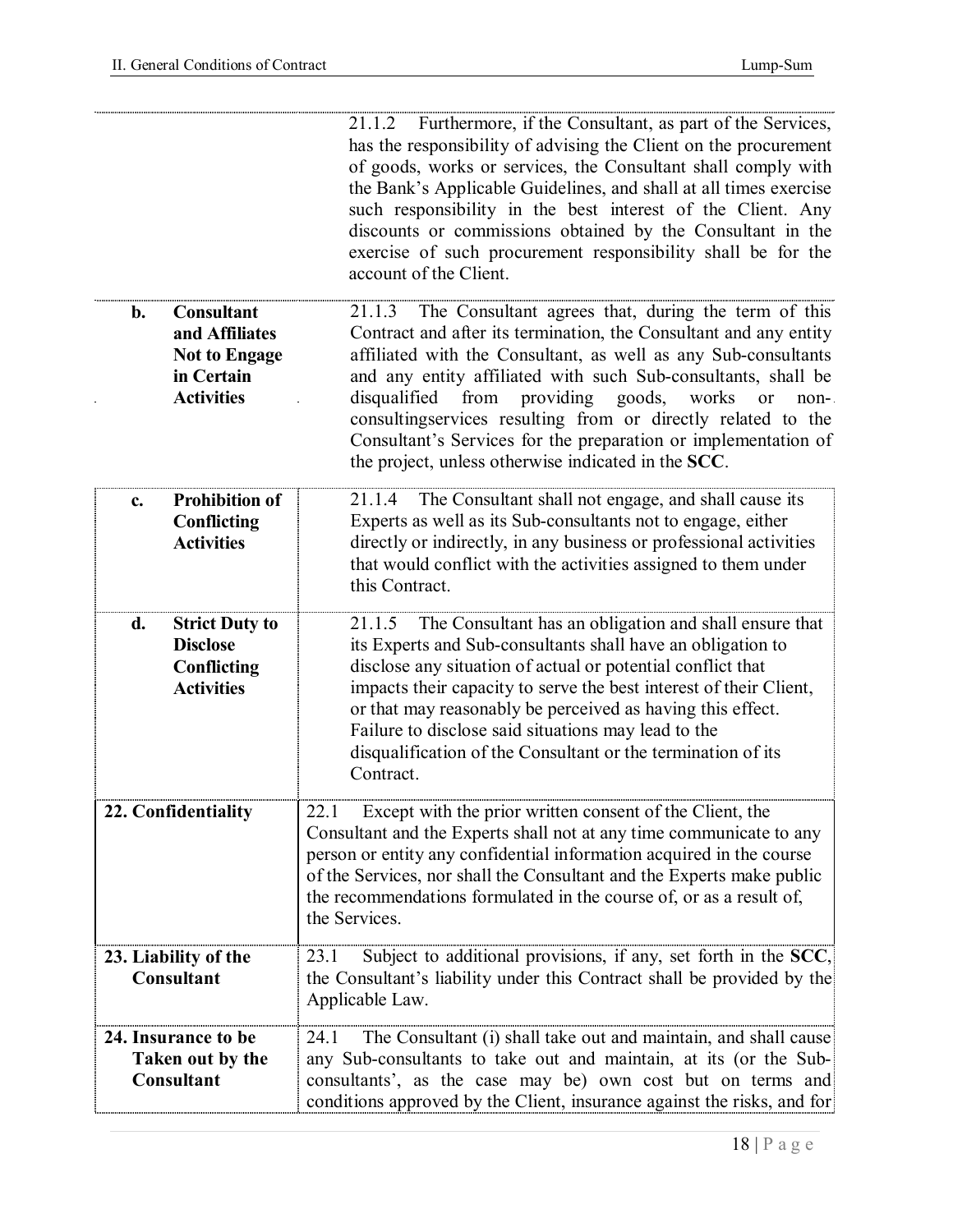| | |
|---|---|
| | 21.1.2 Furthermore, if the Consultant, as part of the Services, has the responsibility of advising the Client on the procurement of goods, works or services, the Consultant shall comply with the Bank's Applicable Guidelines, and shall at all times exercise such responsibility in the best interest of the Client. Any discounts or commissions obtained by the Consultant in the exercise of such procurement responsibility shall be for the account of the Client. |
| **b. Consultant and Affiliates Not to Engage in Certain Activities** | 21.1.3 The Consultant agrees that, during the term of this Contract and after its termination, the Consultant and any entity affiliated with the Consultant, as well as any Sub-consultants and any entity affiliated with such Sub-consultants, shall be disqualified from providing goods, works or non-consultingservices resulting from or directly related to the Consultant's Services for the preparation or implementation of the project, unless otherwise indicated in the **SCC**. |
| **c. Prohibition of Conflicting Activities** | 21.1.4 The Consultant shall not engage, and shall cause its Experts as well as its Sub-consultants not to engage, either directly or indirectly, in any business or professional activities that would conflict with the activities assigned to them under this Contract. |
| **d. Strict Duty to Disclose Conflicting Activities** | 21.1.5 The Consultant has an obligation and shall ensure that its Experts and Sub-consultants shall have an obligation to disclose any situation of actual or potential conflict that impacts their capacity to serve the best interest of their Client, or that may reasonably be perceived as having this effect. Failure to disclose said situations may lead to the disqualification of the Consultant or the termination of its Contract. |
| **22. Confidentiality** | 22.1 Except with the prior written consent of the Client, the Consultant and the Experts shall not at any time communicate to any person or entity any confidential information acquired in the course of the Services, nor shall the Consultant and the Experts make public the recommendations formulated in the course of, or as a result of, the Services. |
| **23. Liability of the Consultant** | 23.1 Subject to additional provisions, if any, set forth in the **SCC**, the Consultant's liability under this Contract shall be provided by the Applicable Law. |
| **24. Insurance to be Taken out by the Consultant** | 24.1 The Consultant (i) shall take out and maintain, and shall cause any Sub-consultants to take out and maintain, at its (or the Sub-consultants', as the case may be) own cost but on terms and conditions approved by the Client, insurance against the risks, and for |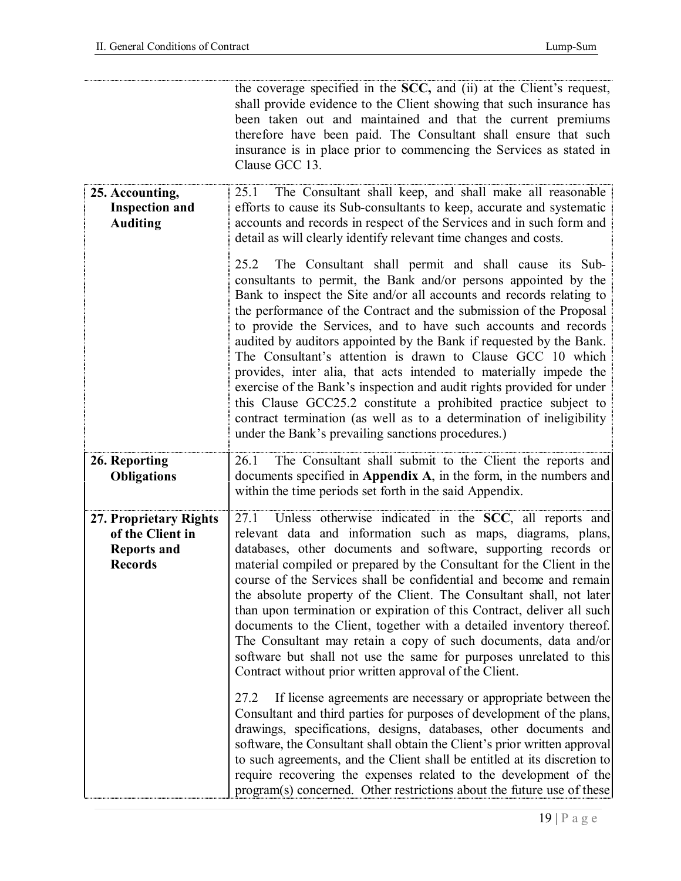| | |
|---|---|
| | the coverage specified in the **SCC,** and (ii) at the Client's request, shall provide evidence to the Client showing that such insurance has been taken out and maintained and that the current premiums therefore have been paid. The Consultant shall ensure that such insurance is in place prior to commencing the Services as stated in Clause GCC 13. |
| **25. Accounting, Inspection and Auditing** | 25.1 The Consultant shall keep, and shall make all reasonable efforts to cause its Sub-consultants to keep, accurate and systematic accounts and records in respect of the Services and in such form and detail as will clearly identify relevant time changes and costs.<br><br>25.2 The Consultant shall permit and shall cause its Sub-consultants to permit, the Bank and/or persons appointed by the Bank to inspect the Site and/or all accounts and records relating to the performance of the Contract and the submission of the Proposal to provide the Services, and to have such accounts and records audited by auditors appointed by the Bank if requested by the Bank. The Consultant's attention is drawn to Clause GCC 10 which provides, inter alia, that acts intended to materially impede the exercise of the Bank's inspection and audit rights provided for under this Clause GCC25.2 constitute a prohibited practice subject to contract termination (as well as to a determination of ineligibility under the Bank's prevailing sanctions procedures.) |
| **26. Reporting Obligations** | 26.1 The Consultant shall submit to the Client the reports and documents specified in **Appendix A**, in the form, in the numbers and within the time periods set forth in the said Appendix. |
| **27. Proprietary Rights of the Client in Reports and Records** | 27.1 Unless otherwise indicated in the **SCC**, all reports and relevant data and information such as maps, diagrams, plans, databases, other documents and software, supporting records or material compiled or prepared by the Consultant for the Client in the course of the Services shall be confidential and become and remain the absolute property of the Client. The Consultant shall, not later than upon termination or expiration of this Contract, deliver all such documents to the Client, together with a detailed inventory thereof. The Consultant may retain a copy of such documents, data and/or software but shall not use the same for purposes unrelated to this Contract without prior written approval of the Client.<br><br>27.2 If license agreements are necessary or appropriate between the Consultant and third parties for purposes of development of the plans, drawings, specifications, designs, databases, other documents and software, the Consultant shall obtain the Client's prior written approval to such agreements, and the Client shall be entitled at its discretion to require recovering the expenses related to the development of the program(s) concerned. Other restrictions about the future use of these |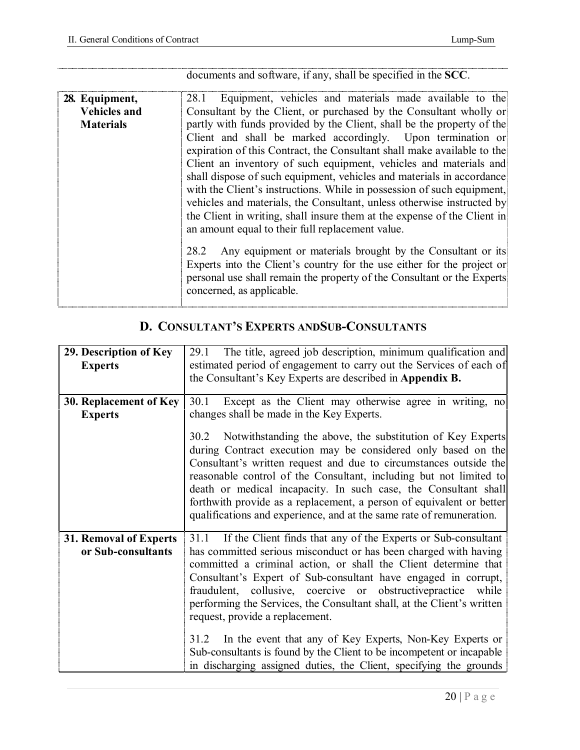| | documents and software, if any, shall be specified in the **SCC**. |
|---|---|
| **28. Equipment, Vehicles and Materials** | 28.1 Equipment, vehicles and materials made available to the Consultant by the Client, or purchased by the Consultant wholly or partly with funds provided by the Client, shall be the property of the Client and shall be marked accordingly. Upon termination or expiration of this Contract, the Consultant shall make available to the Client an inventory of such equipment, vehicles and materials and shall dispose of such equipment, vehicles and materials in accordance with the Client's instructions. While in possession of such equipment, vehicles and materials, the Consultant, unless otherwise instructed by the Client in writing, shall insure them at the expense of the Client in an amount equal to their full replacement value.<br><br>28.2 Any equipment or materials brought by the Consultant or its Experts into the Client's country for the use either for the project or personal use shall remain the property of the Consultant or the Experts concerned, as applicable. |

## D. CONSULTANT'S EXPERTS ANDSUB-CONSULTANTS

| | |
|---|---|
| **29. Description of Key Experts** | 29.1 The title, agreed job description, minimum qualification and estimated period of engagement to carry out the Services of each of the Consultant's Key Experts are described in **Appendix B.** |
| **30. Replacement of Key Experts** | 30.1 Except as the Client may otherwise agree in writing, no changes shall be made in the Key Experts.<br><br>30.2 Notwithstanding the above, the substitution of Key Experts during Contract execution may be considered only based on the Consultant's written request and due to circumstances outside the reasonable control of the Consultant, including but not limited to death or medical incapacity. In such case, the Consultant shall forthwith provide as a replacement, a person of equivalent or better qualifications and experience, and at the same rate of remuneration. |
| **31. Removal of Experts or Sub-consultants** | 31.1 If the Client finds that any of the Experts or Sub-consultant has committed serious misconduct or has been charged with having committed a criminal action, or shall the Client determine that Consultant's Expert of Sub-consultant have engaged in corrupt, fraudulent, collusive, coercive or obstructivepractice while performing the Services, the Consultant shall, at the Client's written request, provide a replacement.<br><br>31.2 In the event that any of Key Experts, Non-Key Experts or Sub-consultants is found by the Client to be incompetent or incapable in discharging assigned duties, the Client, specifying the grounds |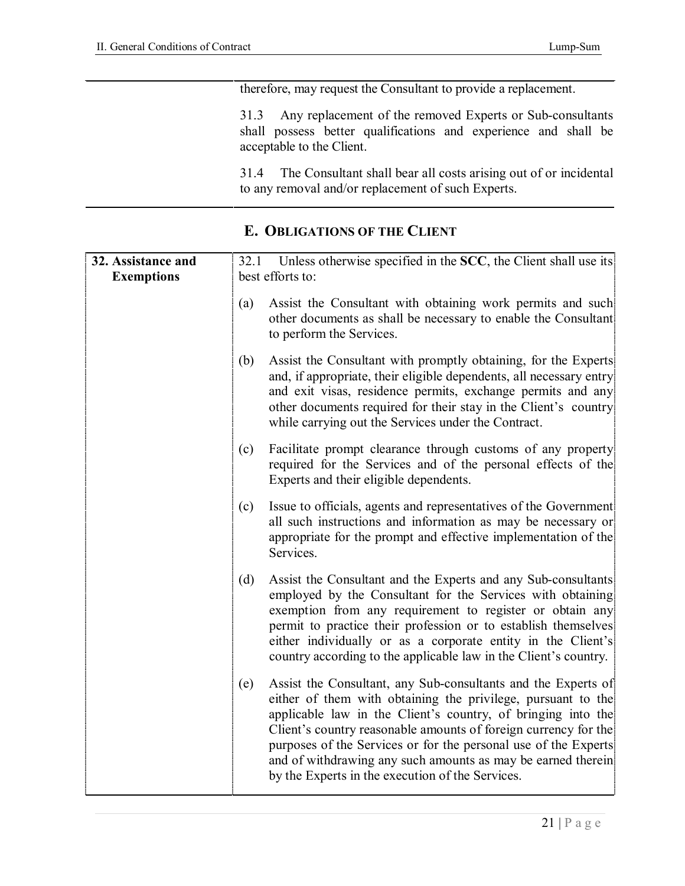| | |
|---|---|
| | therefore, may request the Consultant to provide a replacement.<br><br>31.3 Any replacement of the removed Experts or Sub-consultants shall possess better qualifications and experience and shall be acceptable to the Client.<br><br>31.4 The Consultant shall bear all costs arising out of or incidental to any removal and/or replacement of such Experts. |

## E. OBLIGATIONS OF THE CLIENT

| | |
|---|---|
| **32. Assistance and Exemptions** | 32.1 Unless otherwise specified in the **SCC**, the Client shall use its best efforts to:<br><br>(a) Assist the Consultant with obtaining work permits and such other documents as shall be necessary to enable the Consultant to perform the Services.<br><br>(b) Assist the Consultant with promptly obtaining, for the Experts and, if appropriate, their eligible dependents, all necessary entry and exit visas, residence permits, exchange permits and any other documents required for their stay in the Client's country while carrying out the Services under the Contract.<br><br>(c) Facilitate prompt clearance through customs of any property required for the Services and of the personal effects of the Experts and their eligible dependents.<br><br>(c) Issue to officials, agents and representatives of the Government all such instructions and information as may be necessary or appropriate for the prompt and effective implementation of the Services.<br><br>(d) Assist the Consultant and the Experts and any Sub-consultants employed by the Consultant for the Services with obtaining exemption from any requirement to register or obtain any permit to practice their profession or to establish themselves either individually or as a corporate entity in the Client's country according to the applicable law in the Client's country.<br><br>(e) Assist the Consultant, any Sub-consultants and the Experts of either of them with obtaining the privilege, pursuant to the applicable law in the Client's country, of bringing into the Client's country reasonable amounts of foreign currency for the purposes of the Services or for the personal use of the Experts and of withdrawing any such amounts as may be earned therein by the Experts in the execution of the Services. |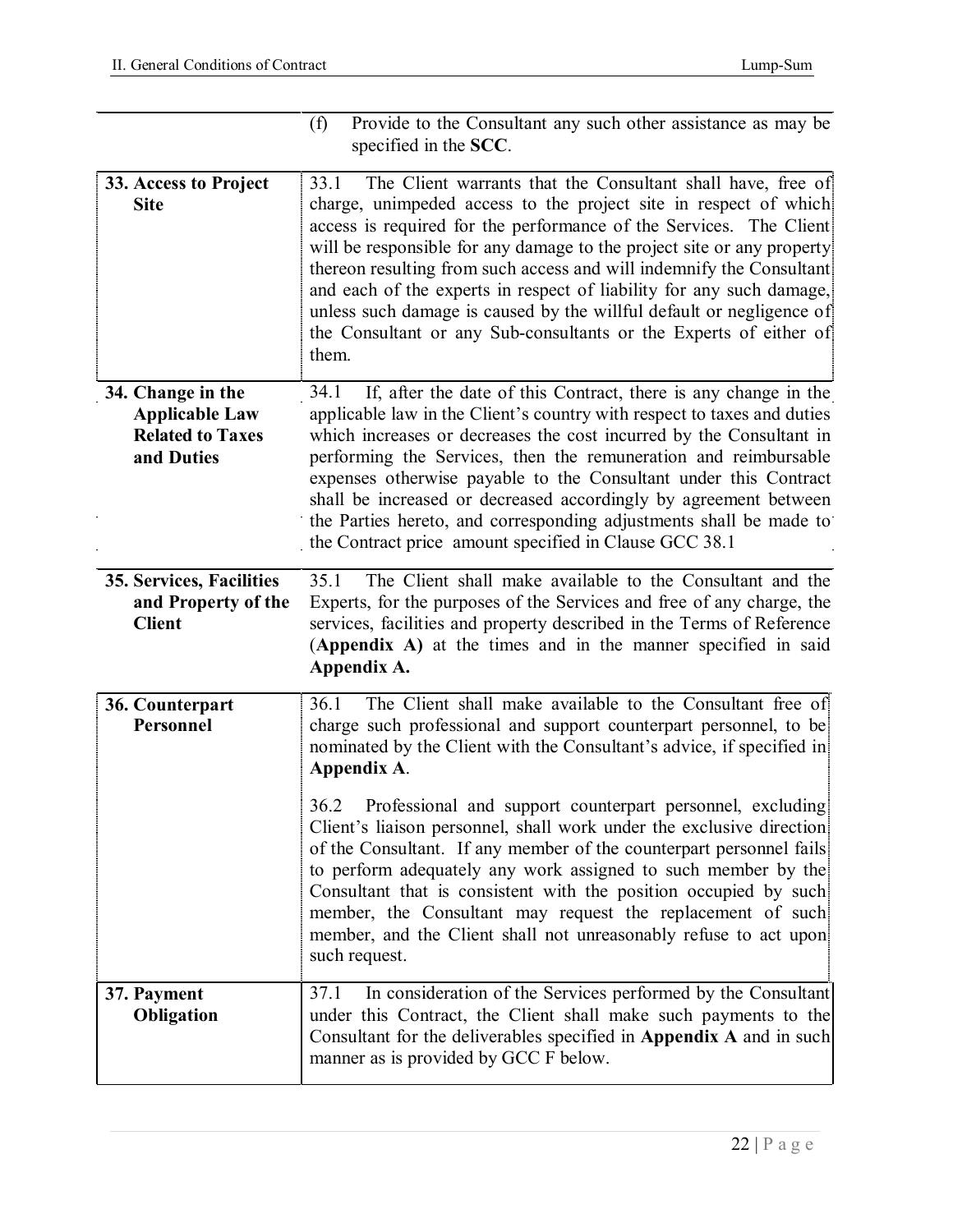| | |
|---|---|
| | (f) Provide to the Consultant any such other assistance as may be specified in the **SCC**. |
| **33. Access to Project Site** | 33.1 The Client warrants that the Consultant shall have, free of charge, unimpeded access to the project site in respect of which access is required for the performance of the Services. The Client will be responsible for any damage to the project site or any property thereon resulting from such access and will indemnify the Consultant and each of the experts in respect of liability for any such damage, unless such damage is caused by the willful default or negligence of the Consultant or any Sub-consultants or the Experts of either of them. |
| **34. Change in the Applicable Law Related to Taxes and Duties** | 34.1 If, after the date of this Contract, there is any change in the applicable law in the Client's country with respect to taxes and duties which increases or decreases the cost incurred by the Consultant in performing the Services, then the remuneration and reimbursable expenses otherwise payable to the Consultant under this Contract shall be increased or decreased accordingly by agreement between the Parties hereto, and corresponding adjustments shall be made to the Contract price amount specified in Clause GCC 38.1 |
| **35. Services, Facilities and Property of the Client** | 35.1 The Client shall make available to the Consultant and the Experts, for the purposes of the Services and free of any charge, the services, facilities and property described in the Terms of Reference (**Appendix A)** at the times and in the manner specified in said **Appendix A.** |
| **36. Counterpart Personnel** | 36.1 The Client shall make available to the Consultant free of charge such professional and support counterpart personnel, to be nominated by the Client with the Consultant's advice, if specified in **Appendix A**.<br><br>36.2 Professional and support counterpart personnel, excluding Client's liaison personnel, shall work under the exclusive direction of the Consultant. If any member of the counterpart personnel fails to perform adequately any work assigned to such member by the Consultant that is consistent with the position occupied by such member, the Consultant may request the replacement of such member, and the Client shall not unreasonably refuse to act upon such request. |
| **37. Payment Obligation** | 37.1 In consideration of the Services performed by the Consultant under this Contract, the Client shall make such payments to the Consultant for the deliverables specified in **Appendix A** and in such manner as is provided by GCC F below. |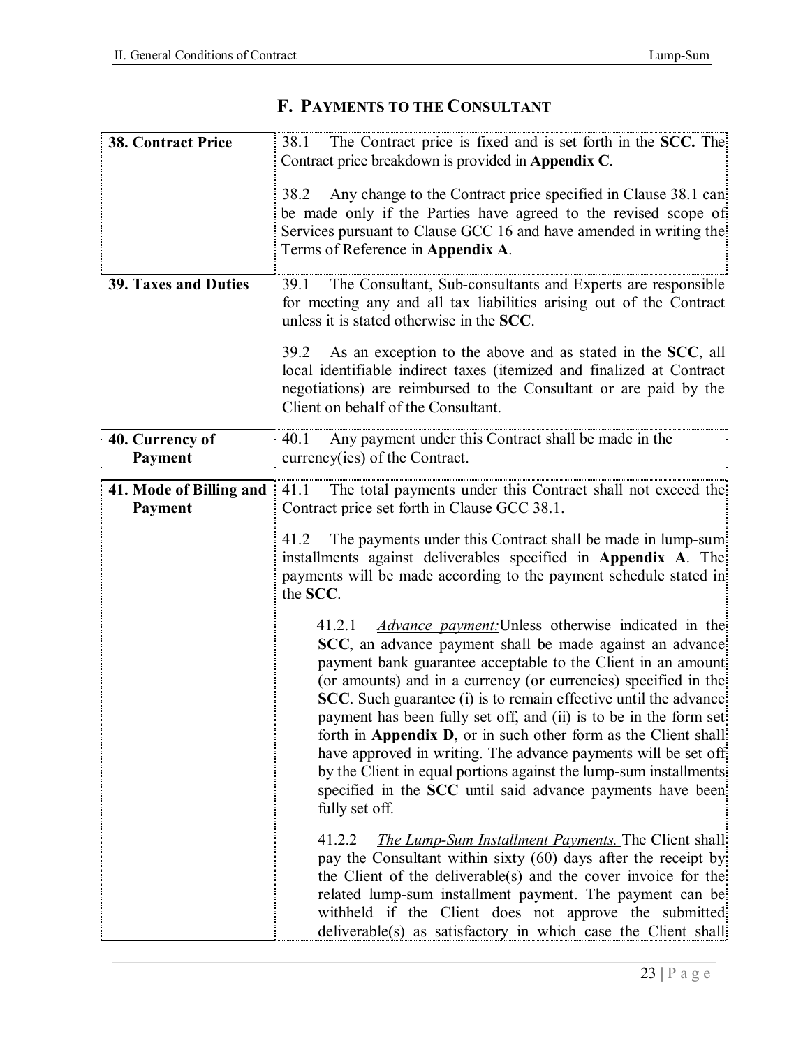## F. PAYMENTS TO THE CONSULTANT

| | |
|---|---|
| **38. Contract Price** | 38.1 The Contract price is fixed and is set forth in the **SCC.** The Contract price breakdown is provided in **Appendix C**.<br><br>38.2 Any change to the Contract price specified in Clause 38.1 can be made only if the Parties have agreed to the revised scope of Services pursuant to Clause GCC 16 and have amended in writing the Terms of Reference in **Appendix A**. |
| **39. Taxes and Duties** | 39.1 The Consultant, Sub-consultants and Experts are responsible for meeting any and all tax liabilities arising out of the Contract unless it is stated otherwise in the **SCC**.<br><br>39.2 As an exception to the above and as stated in the **SCC**, all local identifiable indirect taxes (itemized and finalized at Contract negotiations) are reimbursed to the Consultant or are paid by the Client on behalf of the Consultant. |
| **40. Currency of Payment** | 40.1 Any payment under this Contract shall be made in the currency(ies) of the Contract. |
| **41. Mode of Billing and Payment** | 41.1 The total payments under this Contract shall not exceed the Contract price set forth in Clause GCC 38.1.<br><br>41.2 The payments under this Contract shall be made in lump-sum installments against deliverables specified in **Appendix A**. The payments will be made according to the payment schedule stated in the **SCC**.<br><br>41.2.1 *Advance payment:* Unless otherwise indicated in the **SCC**, an advance payment shall be made against an advance payment bank guarantee acceptable to the Client in an amount (or amounts) and in a currency (or currencies) specified in the **SCC**. Such guarantee (i) is to remain effective until the advance payment has been fully set off, and (ii) is to be in the form set forth in **Appendix D**, or in such other form as the Client shall have approved in writing. The advance payments will be set off by the Client in equal portions against the lump-sum installments specified in the **SCC** until said advance payments have been fully set off.<br><br>41.2.2 *The Lump-Sum Installment Payments.* The Client shall pay the Consultant within sixty (60) days after the receipt by the Client of the deliverable(s) and the cover invoice for the related lump-sum installment payment. The payment can be withheld if the Client does not approve the submitted deliverable(s) as satisfactory in which case the Client shall |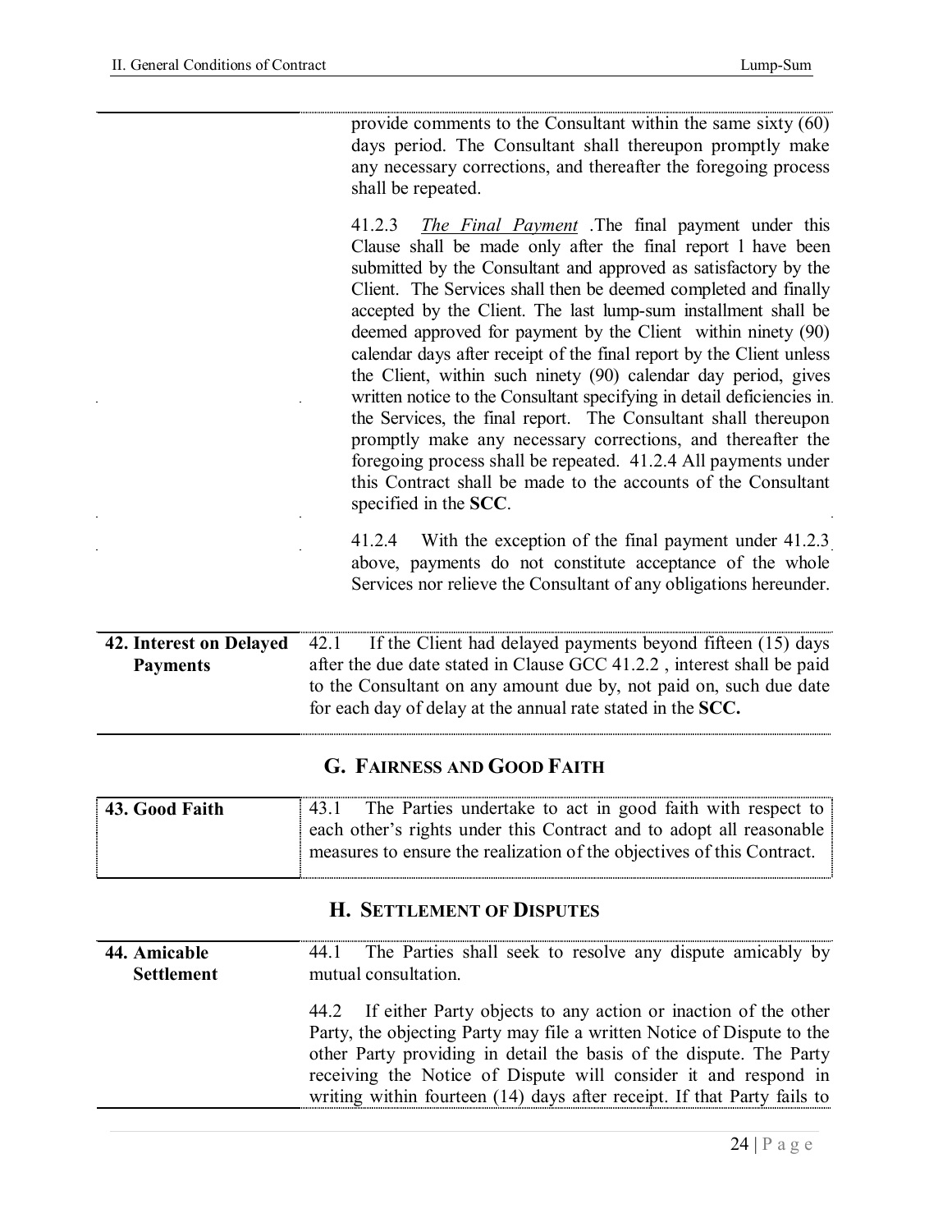provide comments to the Consultant within the same sixty (60) days period. The Consultant shall thereupon promptly make any necessary corrections, and thereafter the foregoing process shall be repeated.

41.2.3 *The Final Payment* .The final payment under this Clause shall be made only after the final report l have been submitted by the Consultant and approved as satisfactory by the Client. The Services shall then be deemed completed and finally accepted by the Client. The last lump-sum installment shall be deemed approved for payment by the Client within ninety (90) calendar days after receipt of the final report by the Client unless the Client, within such ninety (90) calendar day period, gives written notice to the Consultant specifying in detail deficiencies in the Services, the final report. The Consultant shall thereupon promptly make any necessary corrections, and thereafter the foregoing process shall be repeated. 41.2.4 All payments under this Contract shall be made to the accounts of the Consultant specified in the **SCC**.

41.2.4 With the exception of the final payment under 41.2.3 above, payments do not constitute acceptance of the whole Services nor relieve the Consultant of any obligations hereunder.

**42. Interest on Delayed Payments**

42.1 If the Client had delayed payments beyond fifteen (15) days after the due date stated in Clause GCC 41.2.2 , interest shall be paid to the Consultant on any amount due by, not paid on, such due date for each day of delay at the annual rate stated in the **SCC.**

## G. Fairness and Good Faith

**43. Good Faith**

43.1 The Parties undertake to act in good faith with respect to each other's rights under this Contract and to adopt all reasonable measures to ensure the realization of the objectives of this Contract.

## H. Settlement of Disputes

**44. Amicable Settlement**

44.1 The Parties shall seek to resolve any dispute amicably by mutual consultation.

44.2 If either Party objects to any action or inaction of the other Party, the objecting Party may file a written Notice of Dispute to the other Party providing in detail the basis of the dispute. The Party receiving the Notice of Dispute will consider it and respond in writing within fourteen (14) days after receipt. If that Party fails to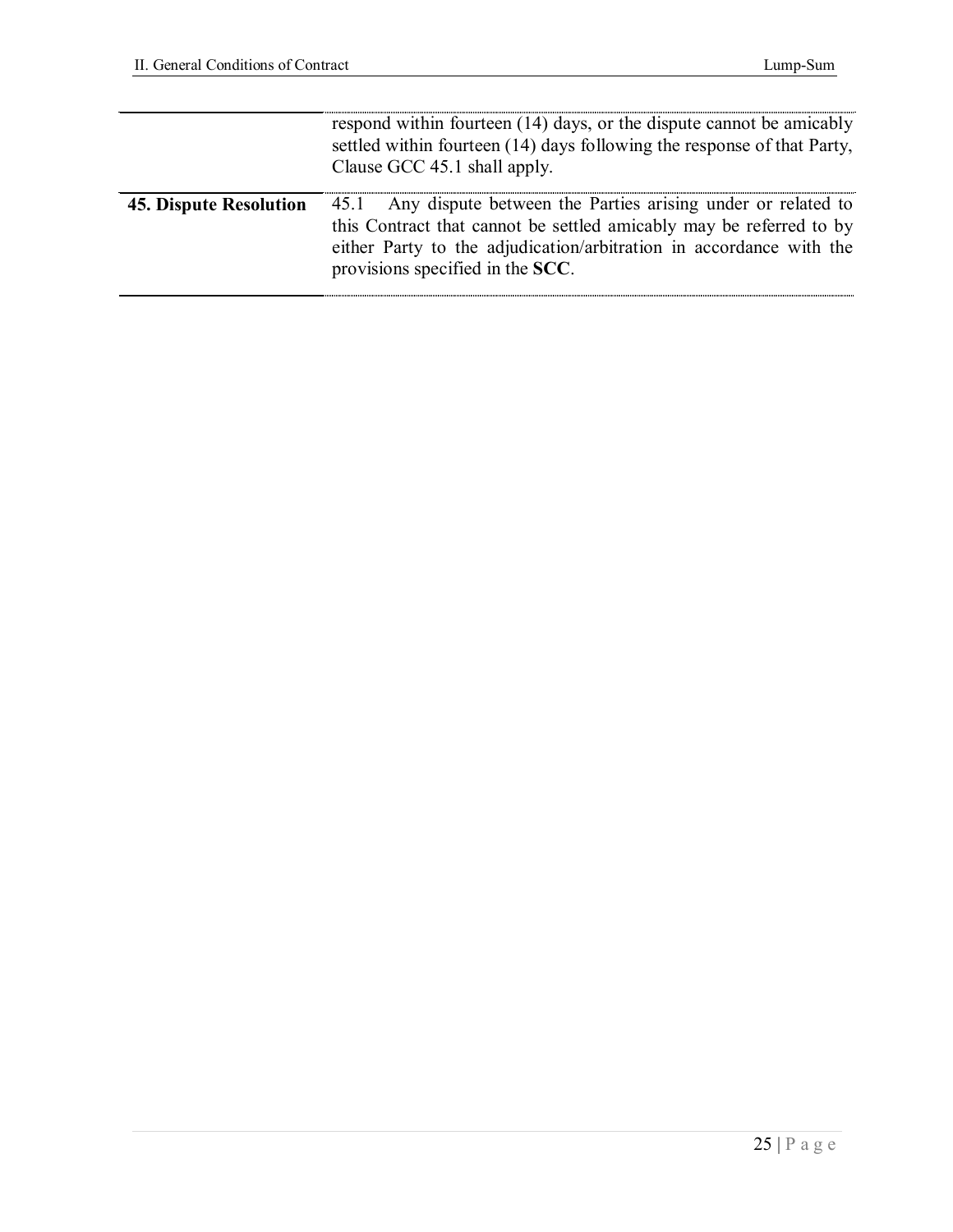| | |
|---|---|
| | respond within fourteen (14) days, or the dispute cannot be amicably settled within fourteen (14) days following the response of that Party, Clause GCC 45.1 shall apply. |
| **45. Dispute Resolution** | 45.1 Any dispute between the Parties arising under or related to this Contract that cannot be settled amicably may be referred to by either Party to the adjudication/arbitration in accordance with the provisions specified in the **SCC**. |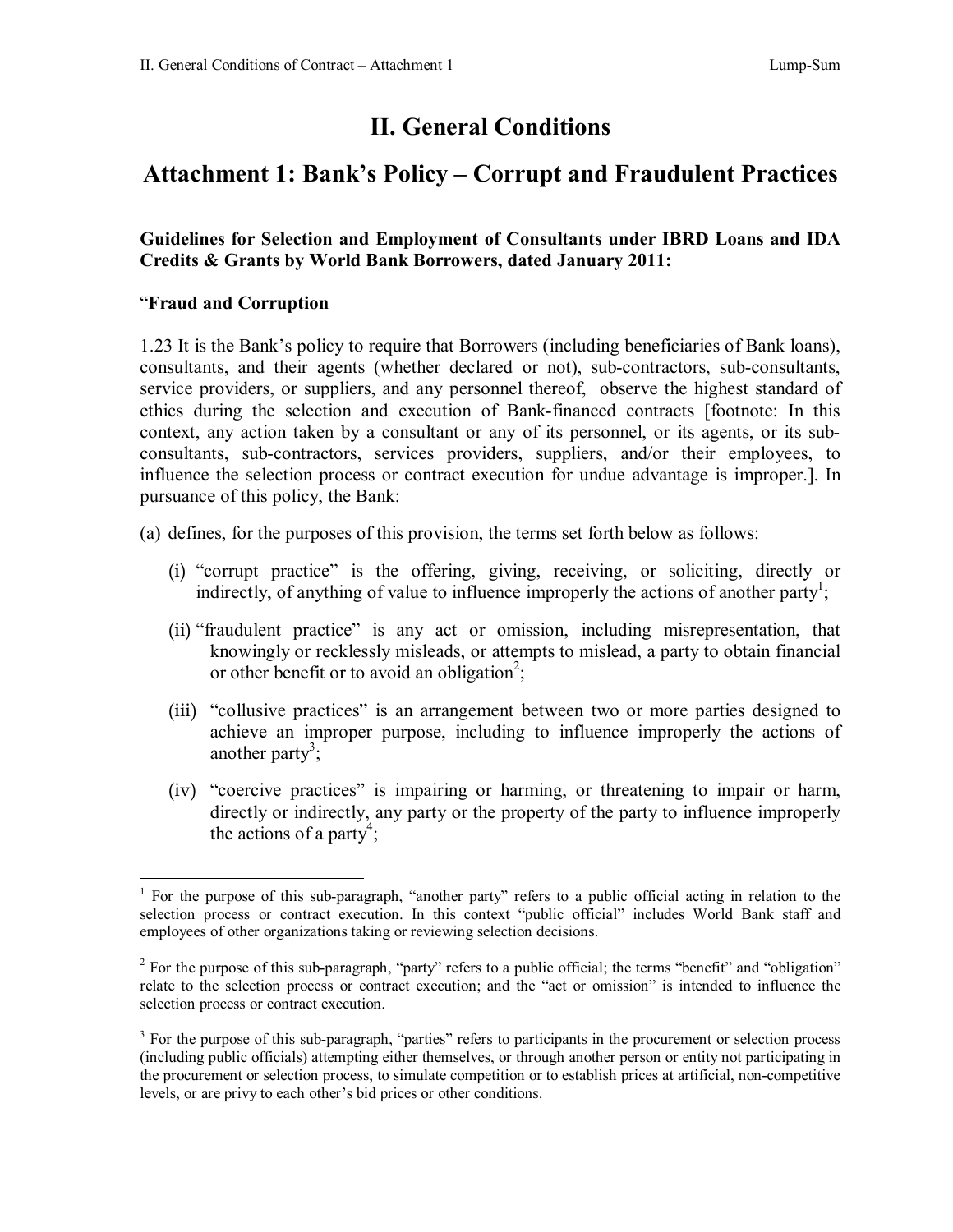# II. General Conditions

## Attachment 1: Bank's Policy – Corrupt and Fraudulent Practices

**Guidelines for Selection and Employment of Consultants under IBRD Loans and IDA Credits & Grants by World Bank Borrowers, dated January 2011:**

"**Fraud and Corruption**

1.23 It is the Bank's policy to require that Borrowers (including beneficiaries of Bank loans), consultants, and their agents (whether declared or not), sub-contractors, sub-consultants, service providers, or suppliers, and any personnel thereof, observe the highest standard of ethics during the selection and execution of Bank-financed contracts [footnote: In this context, any action taken by a consultant or any of its personnel, or its agents, or its sub-consultants, sub-contractors, services providers, suppliers, and/or their employees, to influence the selection process or contract execution for undue advantage is improper.]. In pursuance of this policy, the Bank:

(a) defines, for the purposes of this provision, the terms set forth below as follows:

   (i) "corrupt practice" is the offering, giving, receiving, or soliciting, directly or indirectly, of anything of value to influence improperly the actions of another party[1];

   (ii) "fraudulent practice" is any act or omission, including misrepresentation, that knowingly or recklessly misleads, or attempts to mislead, a party to obtain financial or other benefit or to avoid an obligation[2];

   (iii) "collusive practices" is an arrangement between two or more parties designed to achieve an improper purpose, including to influence improperly the actions of another party[3];

   (iv) "coercive practices" is impairing or harming, or threatening to impair or harm, directly or indirectly, any party or the property of the party to influence improperly the actions of a party[4];

---

[1] For the purpose of this sub-paragraph, "another party" refers to a public official acting in relation to the selection process or contract execution. In this context "public official" includes World Bank staff and employees of other organizations taking or reviewing selection decisions.

[2] For the purpose of this sub-paragraph, "party" refers to a public official; the terms "benefit" and "obligation" relate to the selection process or contract execution; and the "act or omission" is intended to influence the selection process or contract execution.

[3] For the purpose of this sub-paragraph, "parties" refers to participants in the procurement or selection process (including public officials) attempting either themselves, or through another person or entity not participating in the procurement or selection process, to simulate competition or to establish prices at artificial, non-competitive levels, or are privy to each other's bid prices or other conditions.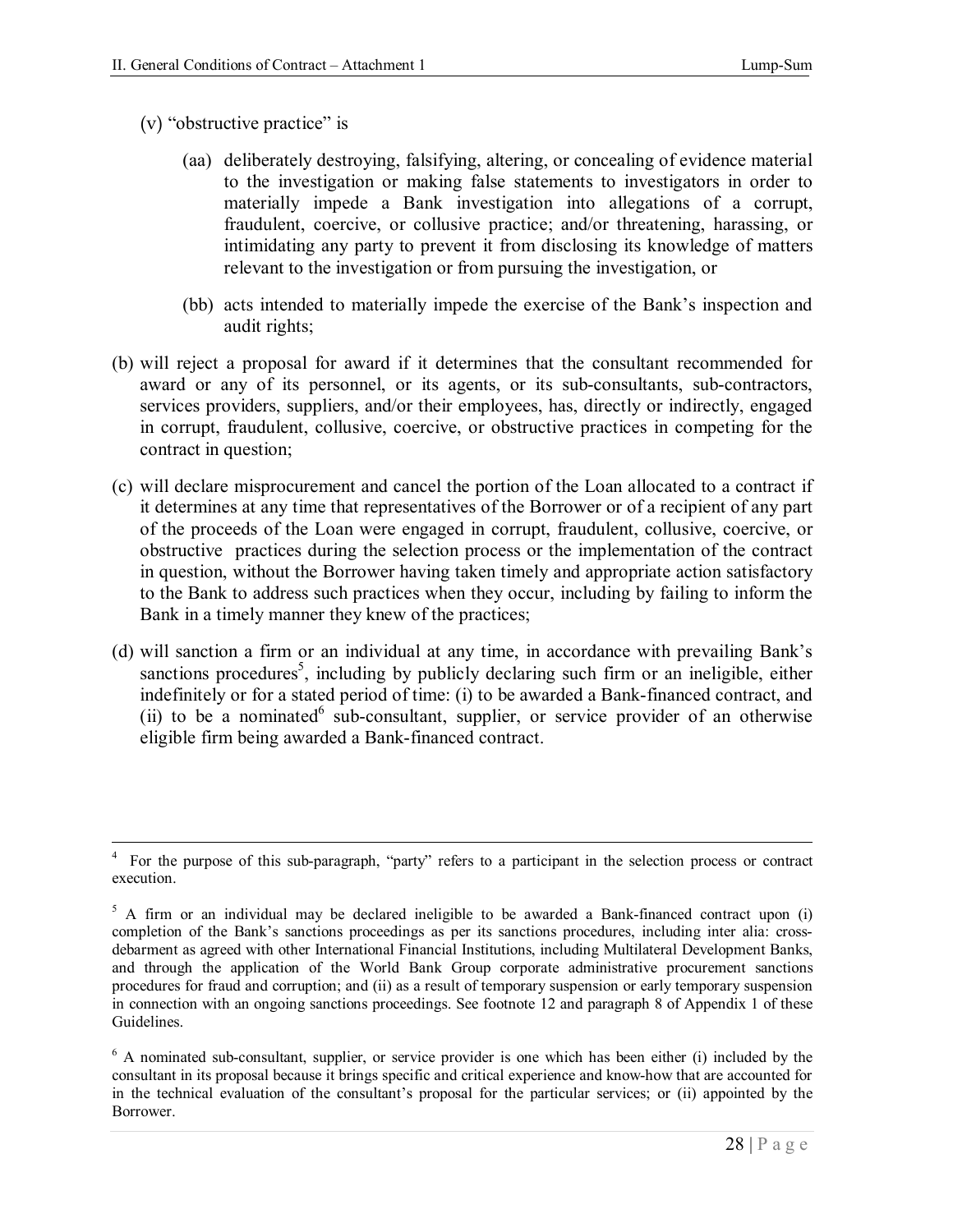(v) "obstructive practice" is

(aa) deliberately destroying, falsifying, altering, or concealing of evidence material to the investigation or making false statements to investigators in order to materially impede a Bank investigation into allegations of a corrupt, fraudulent, coercive, or collusive practice; and/or threatening, harassing, or intimidating any party to prevent it from disclosing its knowledge of matters relevant to the investigation or from pursuing the investigation, or

(bb) acts intended to materially impede the exercise of the Bank's inspection and audit rights;

(b) will reject a proposal for award if it determines that the consultant recommended for award or any of its personnel, or its agents, or its sub-consultants, sub-contractors, services providers, suppliers, and/or their employees, has, directly or indirectly, engaged in corrupt, fraudulent, collusive, coercive, or obstructive practices in competing for the contract in question;

(c) will declare misprocurement and cancel the portion of the Loan allocated to a contract if it determines at any time that representatives of the Borrower or of a recipient of any part of the proceeds of the Loan were engaged in corrupt, fraudulent, collusive, coercive, or obstructive practices during the selection process or the implementation of the contract in question, without the Borrower having taken timely and appropriate action satisfactory to the Bank to address such practices when they occur, including by failing to inform the Bank in a timely manner they knew of the practices;

(d) will sanction a firm or an individual at any time, in accordance with prevailing Bank's sanctions procedures[5], including by publicly declaring such firm or an ineligible, either indefinitely or for a stated period of time: (i) to be awarded a Bank-financed contract, and (ii) to be a nominated[6] sub-consultant, supplier, or service provider of an otherwise eligible firm being awarded a Bank-financed contract.

---

[4] For the purpose of this sub-paragraph, "party" refers to a participant in the selection process or contract execution.

[5] A firm or an individual may be declared ineligible to be awarded a Bank-financed contract upon (i) completion of the Bank's sanctions proceedings as per its sanctions procedures, including inter alia: cross-debarment as agreed with other International Financial Institutions, including Multilateral Development Banks, and through the application of the World Bank Group corporate administrative procurement sanctions procedures for fraud and corruption; and (ii) as a result of temporary suspension or early temporary suspension in connection with an ongoing sanctions proceedings. See footnote 12 and paragraph 8 of Appendix 1 of these Guidelines.

[6] A nominated sub-consultant, supplier, or service provider is one which has been either (i) included by the consultant in its proposal because it brings specific and critical experience and know-how that are accounted for in the technical evaluation of the consultant's proposal for the particular services; or (ii) appointed by the Borrower.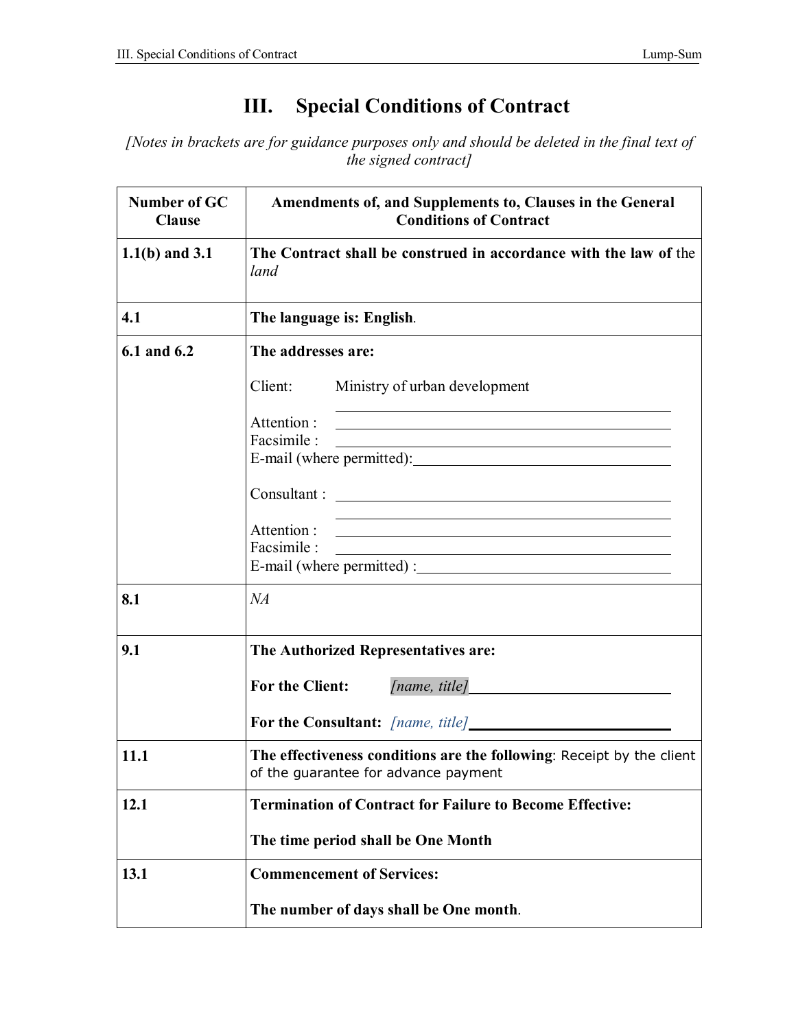# III. Special Conditions of Contract

*[Notes in brackets are for guidance purposes only and should be deleted in the final text of the signed contract]*

| Number of GC Clause | Amendments of, and Supplements to, Clauses in the General Conditions of Contract |
|---|---|
| **1.1(b) and 3.1** | **The Contract shall be construed in accordance with the law of** the *land* |
| **4.1** | **The language is: English**. |
| **6.1 and 6.2** | **The addresses are:**<br><br>Client: Ministry of urban development<br>\_\_\_\_\_\_\_\_\_\_\_\_\_\_\_\_\_\_\_\_<br>Attention : \_\_\_\_\_\_\_\_\_\_\_\_\_\_\_\_\_\_\_\_<br>Facsimile : \_\_\_\_\_\_\_\_\_\_\_\_\_\_\_\_\_\_\_\_<br>E-mail (where permitted): \_\_\_\_\_\_\_\_\_\_\_\_\_\_\_\_\_\_\_\_<br><br>Consultant : \_\_\_\_\_\_\_\_\_\_\_\_\_\_\_\_\_\_\_\_<br>\_\_\_\_\_\_\_\_\_\_\_\_\_\_\_\_\_\_\_\_<br>Attention : \_\_\_\_\_\_\_\_\_\_\_\_\_\_\_\_\_\_\_\_<br>Facsimile : \_\_\_\_\_\_\_\_\_\_\_\_\_\_\_\_\_\_\_\_<br>E-mail (where permitted) : \_\_\_\_\_\_\_\_\_\_\_\_\_\_\_\_\_\_\_\_ |
| **8.1** | *NA* |
| **9.1** | **The Authorized Representatives are:**<br><br>**For the Client:** *[name, title]* \_\_\_\_\_\_\_\_\_\_\_\_\_\_\_\_\_\_\_\_<br><br>**For the Consultant:** *[name, title]* \_\_\_\_\_\_\_\_\_\_\_\_\_\_\_\_\_\_\_\_ |
| **11.1** | **The effectiveness conditions are the following**: Receipt by the client of the guarantee for advance payment |
| **12.1** | **Termination of Contract for Failure to Become Effective:**<br><br>**The time period shall be One Month** |
| **13.1** | **Commencement of Services:**<br><br>**The number of days shall be One month**. |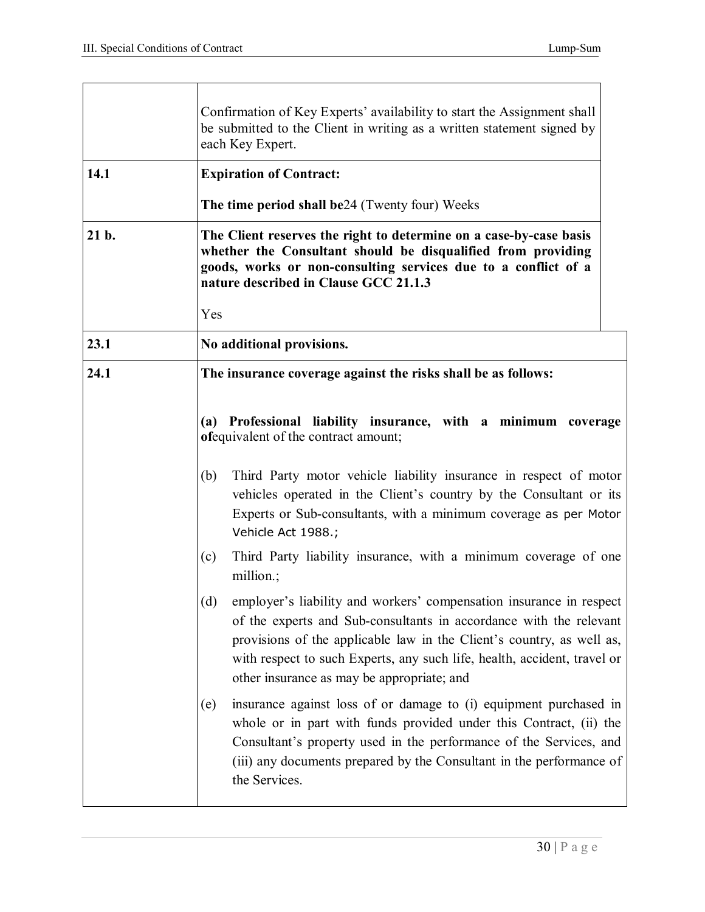| | |
|---|---|
| | Confirmation of Key Experts' availability to start the Assignment shall be submitted to the Client in writing as a written statement signed by each Key Expert. |
| **14.1** | **Expiration of Contract:**<br><br>**The time period shall be**24 (Twenty four) Weeks |
| **21 b.** | **The Client reserves the right to determine on a case-by-case basis whether the Consultant should be disqualified from providing goods, works or non-consulting services due to a conflict of a nature described in Clause GCC 21.1.3**<br><br>Yes |
| **23.1** | **No additional provisions.** |
| **24.1** | **The insurance coverage against the risks shall be as follows:**<br><br>**(a) Professional liability insurance, with a minimum coverage of**equivalent of the contract amount;<br><br>(b) Third Party motor vehicle liability insurance in respect of motor vehicles operated in the Client's country by the Consultant or its Experts or Sub-consultants, with a minimum coverage as per Motor Vehicle Act 1988.;<br><br>(c) Third Party liability insurance, with a minimum coverage of one million.;<br><br>(d) employer's liability and workers' compensation insurance in respect of the experts and Sub-consultants in accordance with the relevant provisions of the applicable law in the Client's country, as well as, with respect to such Experts, any such life, health, accident, travel or other insurance as may be appropriate; and<br><br>(e) insurance against loss of or damage to (i) equipment purchased in whole or in part with funds provided under this Contract, (ii) the Consultant's property used in the performance of the Services, and (iii) any documents prepared by the Consultant in the performance of the Services. |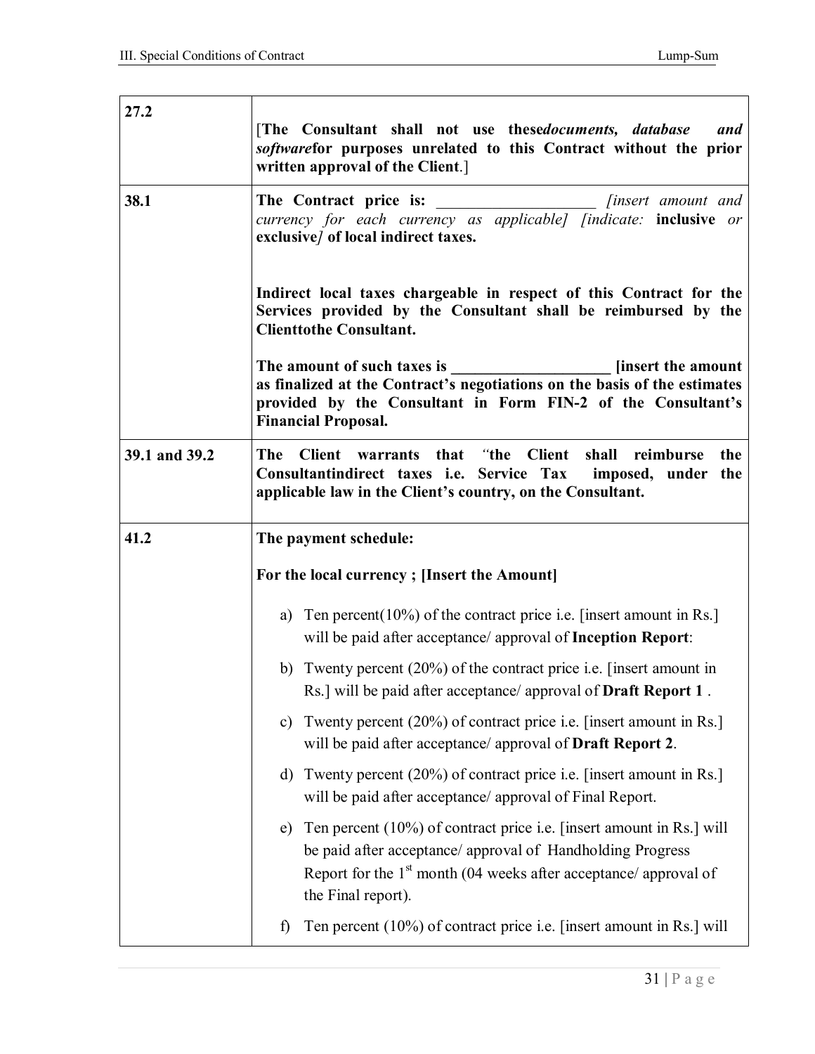| | |
|---|---|
| 27.2 | [**The Consultant shall not use these*documents, database and software*for purposes unrelated to this Contract without the prior written approval of the Client**.] |
| 38.1 | **The Contract price is:** ____________________ *[insert amount and currency for each currency as applicable] [indicate:* **inclusive** *or* **exclusive***]* **of local indirect taxes.**<br><br>**Indirect local taxes chargeable in respect of this Contract for the Services provided by the Consultant shall be reimbursed by the Clienttothe Consultant.**<br><br>**The amount of such taxes is ____________________ [insert the amount as finalized at the Contract's negotiations on the basis of the estimates provided by the Consultant in Form FIN-2 of the Consultant's Financial Proposal.** |
| 39.1 and 39.2 | **The Client warrants that *"*the Client shall reimburse the Consultantindirect taxes i.e. Service Tax imposed, under the applicable law in the Client's country, on the Consultant.** |
| 41.2 | **The payment schedule:**<br><br>**For the local currency ; [Insert the Amount]**<br><br>a) Ten percent(10%) of the contract price i.e. [insert amount in Rs.] will be paid after acceptance/ approval of **Inception Report**:<br><br>b) Twenty percent (20%) of the contract price i.e. [insert amount in Rs.] will be paid after acceptance/ approval of **Draft Report 1** .<br><br>c) Twenty percent (20%) of contract price i.e. [insert amount in Rs.] will be paid after acceptance/ approval of **Draft Report 2**.<br><br>d) Twenty percent (20%) of contract price i.e. [insert amount in Rs.] will be paid after acceptance/ approval of Final Report.<br><br>e) Ten percent (10%) of contract price i.e. [insert amount in Rs.] will be paid after acceptance/ approval of Handholding Progress Report for the 1st month (04 weeks after acceptance/ approval of the Final report).<br><br>f) Ten percent (10%) of contract price i.e. [insert amount in Rs.] will |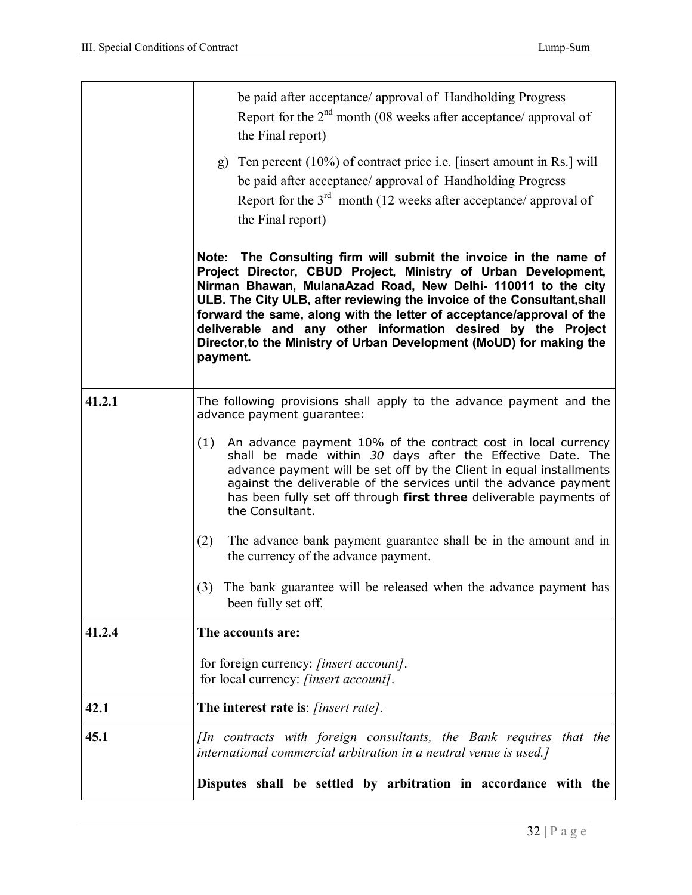| | |
|---|---|
| | be paid after acceptance/ approval of Handholding Progress Report for the 2nd month (08 weeks after acceptance/ approval of the Final report)<br><br>g) Ten percent (10%) of contract price i.e. [insert amount in Rs.] will be paid after acceptance/ approval of Handholding Progress Report for the 3rd month (12 weeks after acceptance/ approval of the Final report)<br><br>**Note: The Consulting firm will submit the invoice in the name of Project Director, CBUD Project, Ministry of Urban Development, Nirman Bhawan, MulanaAzad Road, New Delhi- 110011 to the city ULB. The City ULB, after reviewing the invoice of the Consultant,shall forward the same, along with the letter of acceptance/approval of the deliverable and any other information desired by the Project Director,to the Ministry of Urban Development (MoUD) for making the payment.** |
| **41.2.1** | The following provisions shall apply to the advance payment and the advance payment guarantee:<br><br>(1) An advance payment 10% of the contract cost in local currency shall be made within *30* days after the Effective Date. The advance payment will be set off by the Client in equal installments against the deliverable of the services until the advance payment has been fully set off through **first three** deliverable payments of the Consultant.<br><br>(2) The advance bank payment guarantee shall be in the amount and in the currency of the advance payment.<br><br>(3) The bank guarantee will be released when the advance payment has been fully set off. |
| **41.2.4** | **The accounts are:**<br><br>for foreign currency: *[insert account]*.<br>for local currency: *[insert account]*. |
| **42.1** | **The interest rate is**: *[insert rate]*. |
| **45.1** | *[In contracts with foreign consultants, the Bank requires that the international commercial arbitration in a neutral venue is used.]*<br><br>**Disputes shall be settled by arbitration in accordance with the** |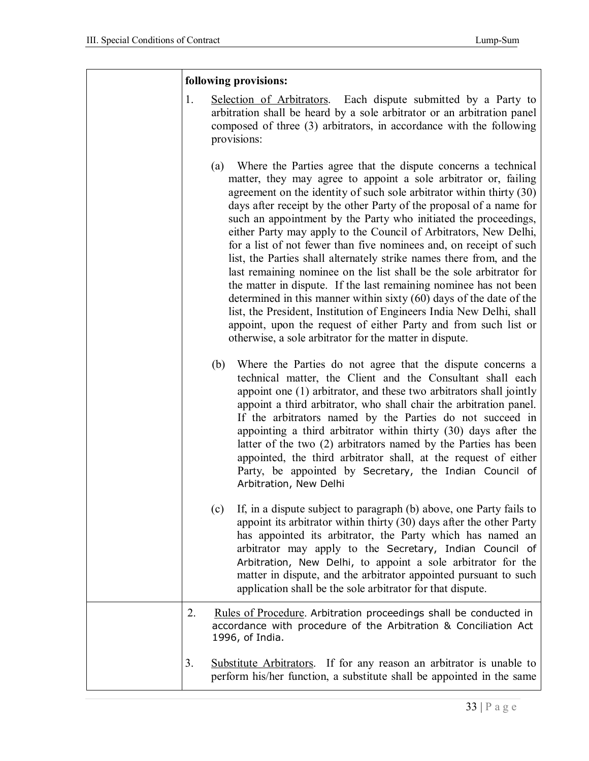| | |
|---|---|
| | **following provisions:**<br><br>1. Selection of Arbitrators. Each dispute submitted by a Party to arbitration shall be heard by a sole arbitrator or an arbitration panel composed of three (3) arbitrators, in accordance with the following provisions:<br><br>(a) Where the Parties agree that the dispute concerns a technical matter, they may agree to appoint a sole arbitrator or, failing agreement on the identity of such sole arbitrator within thirty (30) days after receipt by the other Party of the proposal of a name for such an appointment by the Party who initiated the proceedings, either Party may apply to the Council of Arbitrators, New Delhi, for a list of not fewer than five nominees and, on receipt of such list, the Parties shall alternately strike names there from, and the last remaining nominee on the list shall be the sole arbitrator for the matter in dispute. If the last remaining nominee has not been determined in this manner within sixty (60) days of the date of the list, the President, Institution of Engineers India New Delhi, shall appoint, upon the request of either Party and from such list or otherwise, a sole arbitrator for the matter in dispute.<br><br>(b) Where the Parties do not agree that the dispute concerns a technical matter, the Client and the Consultant shall each appoint one (1) arbitrator, and these two arbitrators shall jointly appoint a third arbitrator, who shall chair the arbitration panel. If the arbitrators named by the Parties do not succeed in appointing a third arbitrator within thirty (30) days after the latter of the two (2) arbitrators named by the Parties has been appointed, the third arbitrator shall, at the request of either Party, be appointed by Secretary, the Indian Council of Arbitration, New Delhi<br><br>(c) If, in a dispute subject to paragraph (b) above, one Party fails to appoint its arbitrator within thirty (30) days after the other Party has appointed its arbitrator, the Party which has named an arbitrator may apply to the Secretary, Indian Council of Arbitration, New Delhi, to appoint a sole arbitrator for the matter in dispute, and the arbitrator appointed pursuant to such application shall be the sole arbitrator for that dispute. |
| | 2. Rules of Procedure. Arbitration proceedings shall be conducted in accordance with procedure of the Arbitration & Conciliation Act 1996, of India.<br><br>3. Substitute Arbitrators. If for any reason an arbitrator is unable to perform his/her function, a substitute shall be appointed in the same |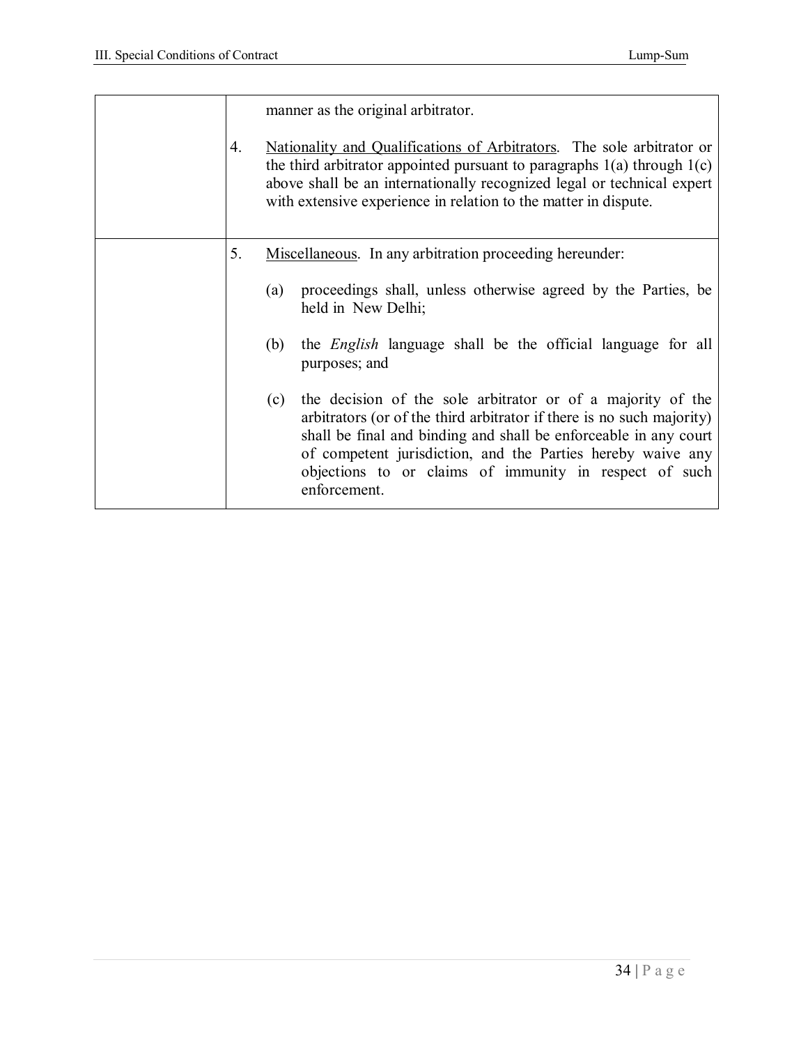| | |
|---|---|
| | manner as the original arbitrator.<br><br>4. <u>Nationality and Qualifications of Arbitrators</u>. The sole arbitrator or the third arbitrator appointed pursuant to paragraphs 1(a) through 1(c) above shall be an internationally recognized legal or technical expert with extensive experience in relation to the matter in dispute. |
| | 5. <u>Miscellaneous</u>. In any arbitration proceeding hereunder:<br><br>(a) proceedings shall, unless otherwise agreed by the Parties, be held in New Delhi;<br><br>(b) the *English* language shall be the official language for all purposes; and<br><br>(c) the decision of the sole arbitrator or of a majority of the arbitrators (or of the third arbitrator if there is no such majority) shall be final and binding and shall be enforceable in any court of competent jurisdiction, and the Parties hereby waive any objections to or claims of immunity in respect of such enforcement. |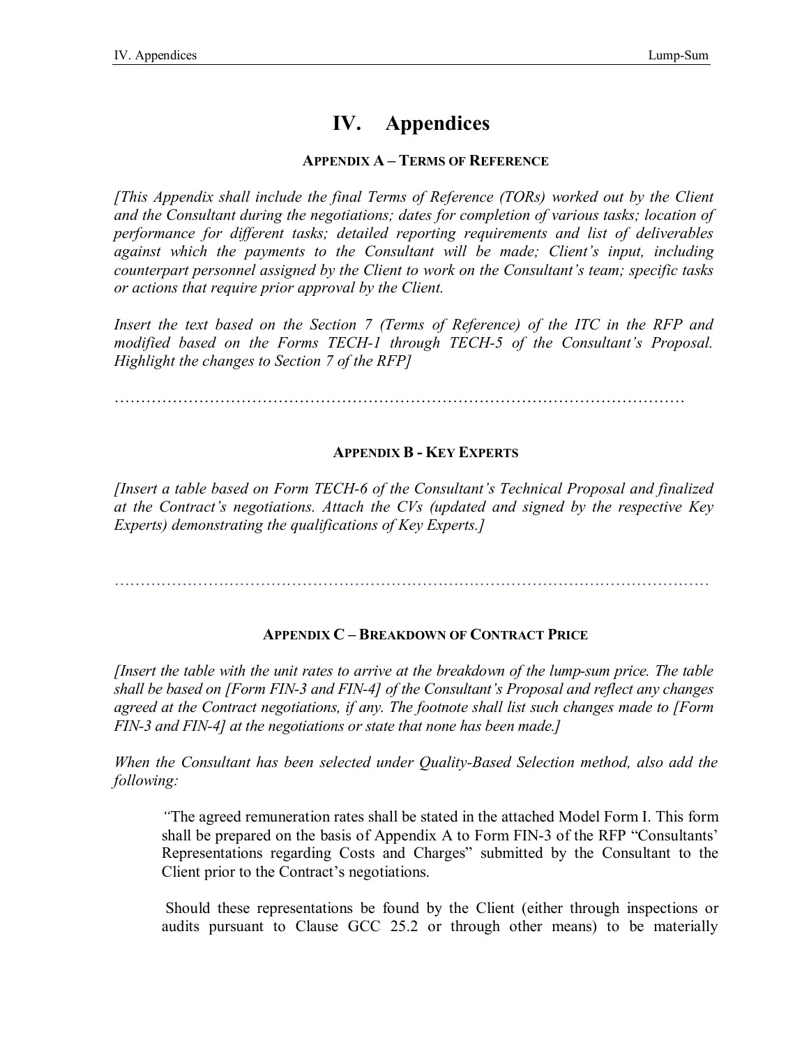# IV. Appendices

### Appendix A – Terms of Reference

*[This Appendix shall include the final Terms of Reference (TORs) worked out by the Client and the Consultant during the negotiations; dates for completion of various tasks; location of performance for different tasks; detailed reporting requirements and list of deliverables against which the payments to the Consultant will be made; Client's input, including counterpart personnel assigned by the Client to work on the Consultant's team; specific tasks or actions that require prior approval by the Client.*

*Insert the text based on the Section 7 (Terms of Reference) of the ITC in the RFP and modified based on the Forms TECH-1 through TECH-5 of the Consultant's Proposal. Highlight the changes to Section 7 of the RFP]*

……………………………………………………………………………………………………

### Appendix B - Key Experts

*[Insert a table based on Form TECH-6 of the Consultant's Technical Proposal and finalized at the Contract's negotiations. Attach the CVs (updated and signed by the respective Key Experts) demonstrating the qualifications of Key Experts.]*

……………………………………………………………………………………………………

### Appendix C – Breakdown of Contract Price

*[Insert the table with the unit rates to arrive at the breakdown of the lump-sum price. The table shall be based on [Form FIN-3 and FIN-4] of the Consultant's Proposal and reflect any changes agreed at the Contract negotiations, if any. The footnote shall list such changes made to [Form FIN-3 and FIN-4] at the negotiations or state that none has been made.]*

*When the Consultant has been selected under Quality-Based Selection method, also add the following:*

> *"*The agreed remuneration rates shall be stated in the attached Model Form I. This form shall be prepared on the basis of Appendix A to Form FIN-3 of the RFP "Consultants' Representations regarding Costs and Charges" submitted by the Consultant to the Client prior to the Contract's negotiations.
>
> Should these representations be found by the Client (either through inspections or audits pursuant to Clause GCC 25.2 or through other means) to be materially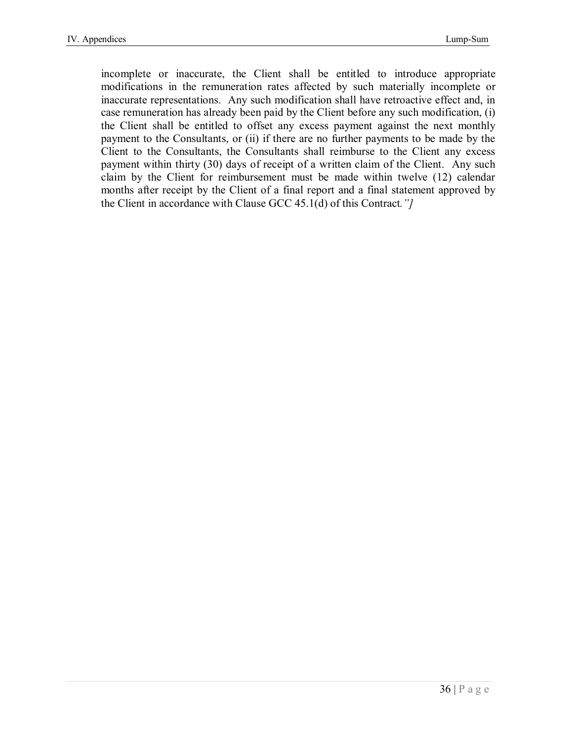incomplete or inaccurate, the Client shall be entitled to introduce appropriate modifications in the remuneration rates affected by such materially incomplete or inaccurate representations. Any such modification shall have retroactive effect and, in case remuneration has already been paid by the Client before any such modification, (i) the Client shall be entitled to offset any excess payment against the next monthly payment to the Consultants, or (ii) if there are no further payments to be made by the Client to the Consultants, the Consultants shall reimburse to the Client any excess payment within thirty (30) days of receipt of a written claim of the Client. Any such claim by the Client for reimbursement must be made within twelve (12) calendar months after receipt by the Client of a final report and a final statement approved by the Client in accordance with Clause GCC 45.1(d) of this Contract*."]*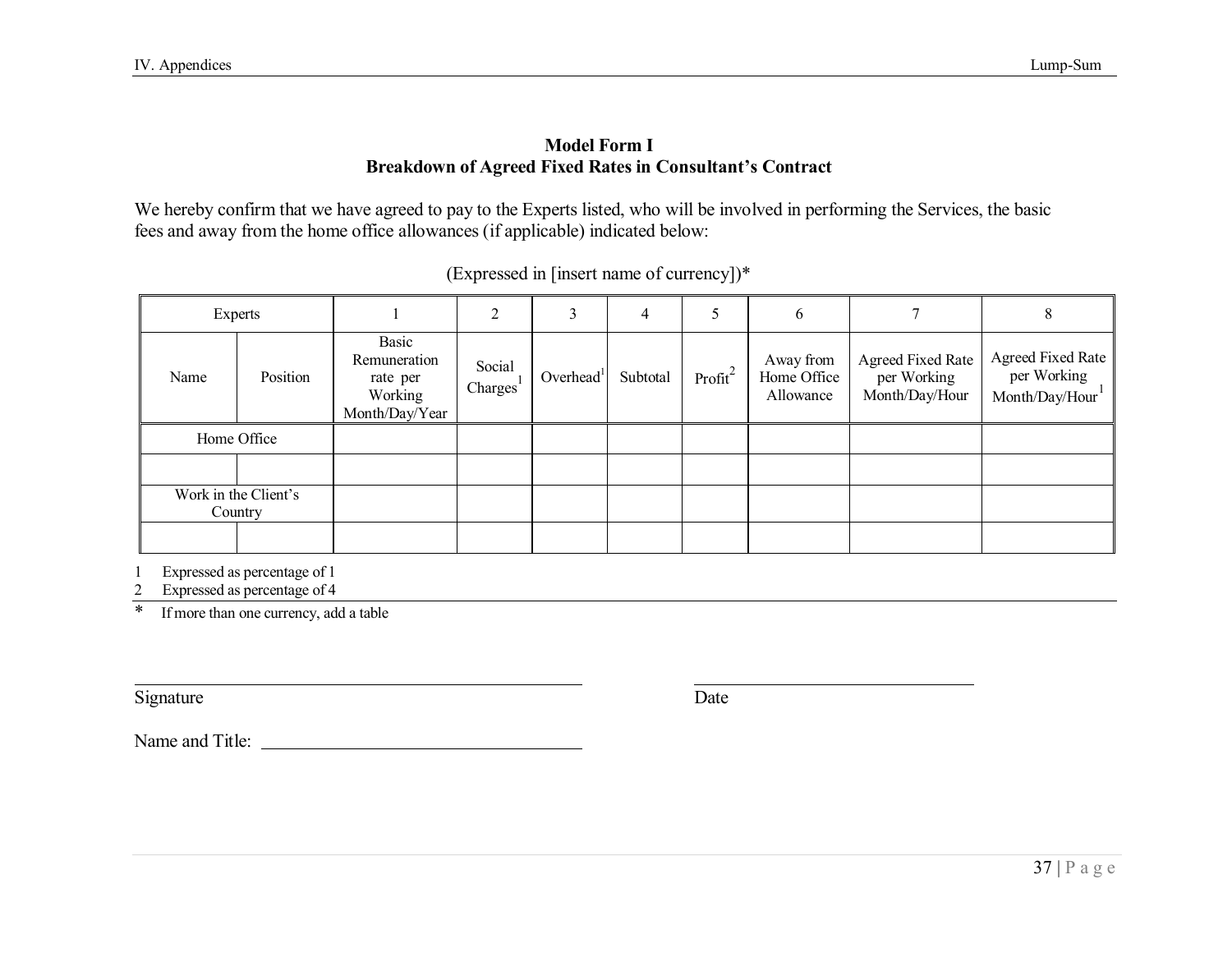**Model Form I**
**Breakdown of Agreed Fixed Rates in Consultant's Contract**

We hereby confirm that we have agreed to pay to the Experts listed, who will be involved in performing the Services, the basic fees and away from the home office allowances (if applicable) indicated below:

(Expressed in [insert name of currency])*

| Experts | | 1 | 2 | 3 | 4 | 5 | 6 | 7 | 8 |
|---|---|---|---|---|---|---|---|---|---|
| Name | Position | Basic Remuneration rate per Working Month/Day/Year | Social Charges[1] | Overhead[1] | Subtotal | Profit[2] | Away from Home Office Allowance | Agreed Fixed Rate per Working Month/Day/Hour | Agreed Fixed Rate per Working Month/Day/Hour[1] |
| Home Office | | | | | | | | | |
| | | | | | | | | | |
| Work in the Client's Country | | | | | | | | | |
| | | | | | | | | | |

1 Expressed as percentage of 1

2 Expressed as percentage of 4

\* If more than one currency, add a table

______________________________ ______________________________

Signature Date

Name and Title: ______________________________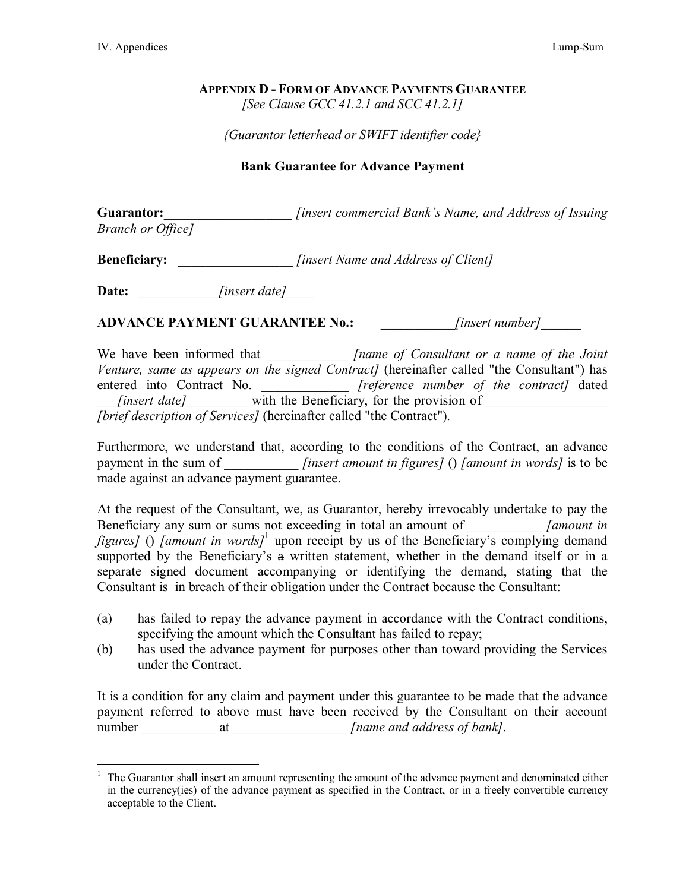### APPENDIX D - FORM OF ADVANCE PAYMENTS GUARANTEE

*[See Clause GCC 41.2.1 and SCC 41.2.1]*

*{Guarantor letterhead or SWIFT identifier code}*

**Bank Guarantee for Advance Payment**

**Guarantor:**__________________ *[insert commercial Bank's Name, and Address of Issuing Branch or Office]*

**Beneficiary:** ________________ *[insert Name and Address of Client]*

**Date:** ___________*[insert date]*____

**ADVANCE PAYMENT GUARANTEE No.:** ___________*[insert number]*______

We have been informed that ___________ *[name of Consultant or a name of the Joint Venture, same as appears on the signed Contract]* (hereinafter called "the Consultant") has entered into Contract No. ____________ *[reference number of the contract]* dated ___*[insert date]*_________ with the Beneficiary, for the provision of _________________ *[brief description of Services]* (hereinafter called "the Contract").

Furthermore, we understand that, according to the conditions of the Contract, an advance payment in the sum of ___________ *[insert amount in figures]* () *[amount in words]* is to be made against an advance payment guarantee.

At the request of the Consultant, we, as Guarantor, hereby irrevocably undertake to pay the Beneficiary any sum or sums not exceeding in total an amount of __________ *[amount in figures]* () *[amount in words]*[1] upon receipt by us of the Beneficiary's complying demand supported by the Beneficiary's ~~a~~ written statement, whether in the demand itself or in a separate signed document accompanying or identifying the demand, stating that the Consultant is in breach of their obligation under the Contract because the Consultant:

(a) has failed to repay the advance payment in accordance with the Contract conditions, specifying the amount which the Consultant has failed to repay;

(b) has used the advance payment for purposes other than toward providing the Services under the Contract.

It is a condition for any claim and payment under this guarantee to be made that the advance payment referred to above must have been received by the Consultant on their account number ___________ at ________________ *[name and address of bank]*.

---

[1] The Guarantor shall insert an amount representing the amount of the advance payment and denominated either in the currency(ies) of the advance payment as specified in the Contract, or in a freely convertible currency acceptable to the Client.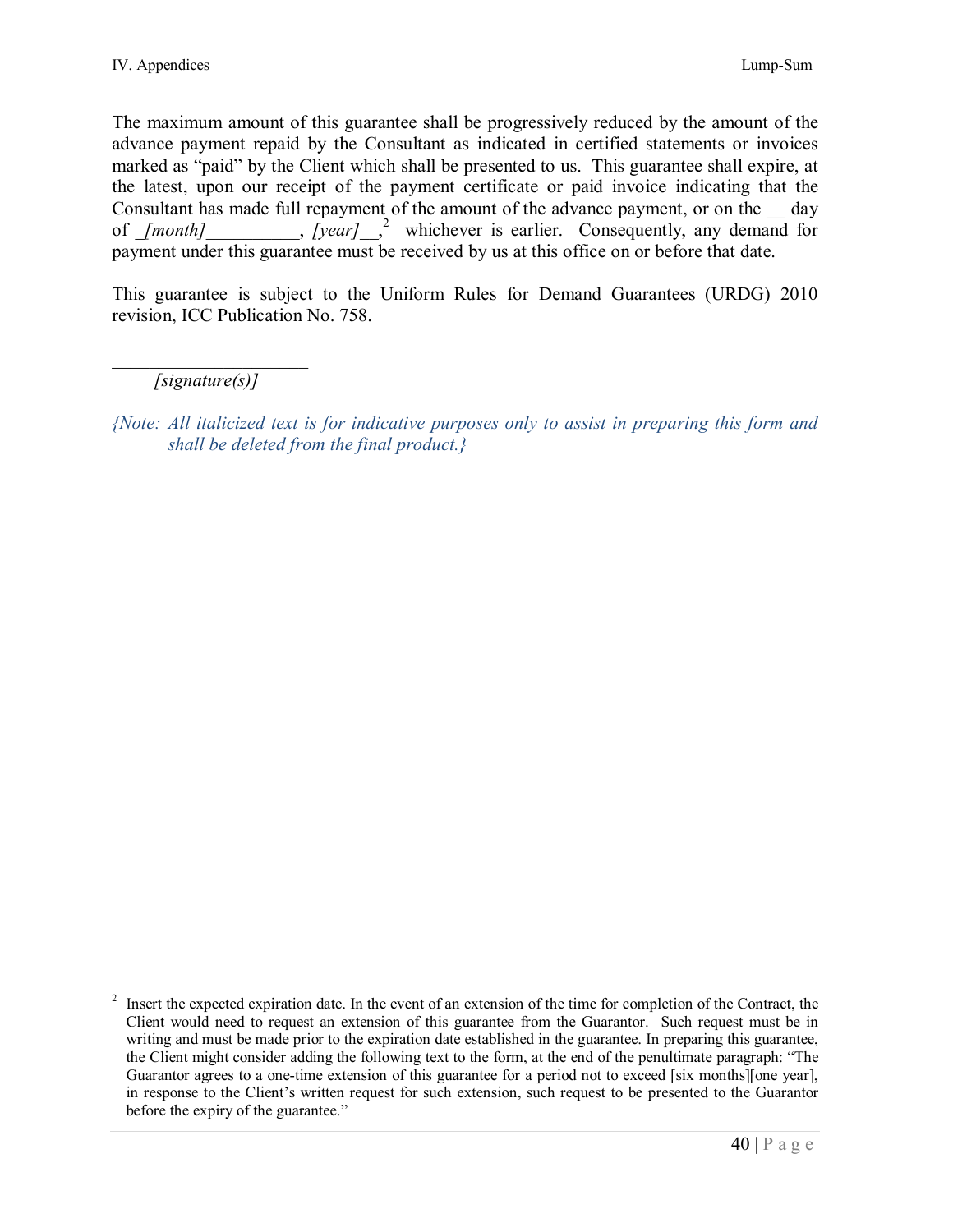The maximum amount of this guarantee shall be progressively reduced by the amount of the advance payment repaid by the Consultant as indicated in certified statements or invoices marked as "paid" by the Client which shall be presented to us. This guarantee shall expire, at the latest, upon our receipt of the payment certificate or paid invoice indicating that the Consultant has made full repayment of the amount of the advance payment, or on the __ day of *_[month]__________*, *[year]__*,[2] whichever is earlier. Consequently, any demand for payment under this guarantee must be received by us at this office on or before that date.

This guarantee is subject to the Uniform Rules for Demand Guarantees (URDG) 2010 revision, ICC Publication No. 758.

_____________________

*[signature(s)]*

*{Note: All italicized text is for indicative purposes only to assist in preparing this form and shall be deleted from the final product.}*

---

[2] Insert the expected expiration date. In the event of an extension of the time for completion of the Contract, the Client would need to request an extension of this guarantee from the Guarantor. Such request must be in writing and must be made prior to the expiration date established in the guarantee. In preparing this guarantee, the Client might consider adding the following text to the form, at the end of the penultimate paragraph: "The Guarantor agrees to a one-time extension of this guarantee for a period not to exceed [six months][one year], in response to the Client's written request for such extension, such request to be presented to the Guarantor before the expiry of the guarantee."